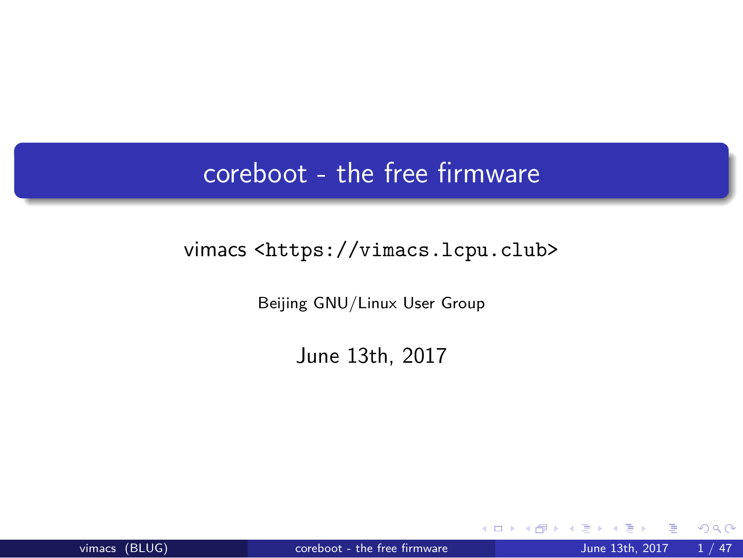# coreboot - the free firmware

vimacs <https://vimacs.lcpu.club>

Beijing GNU/Linux User Group

June 13th, 2017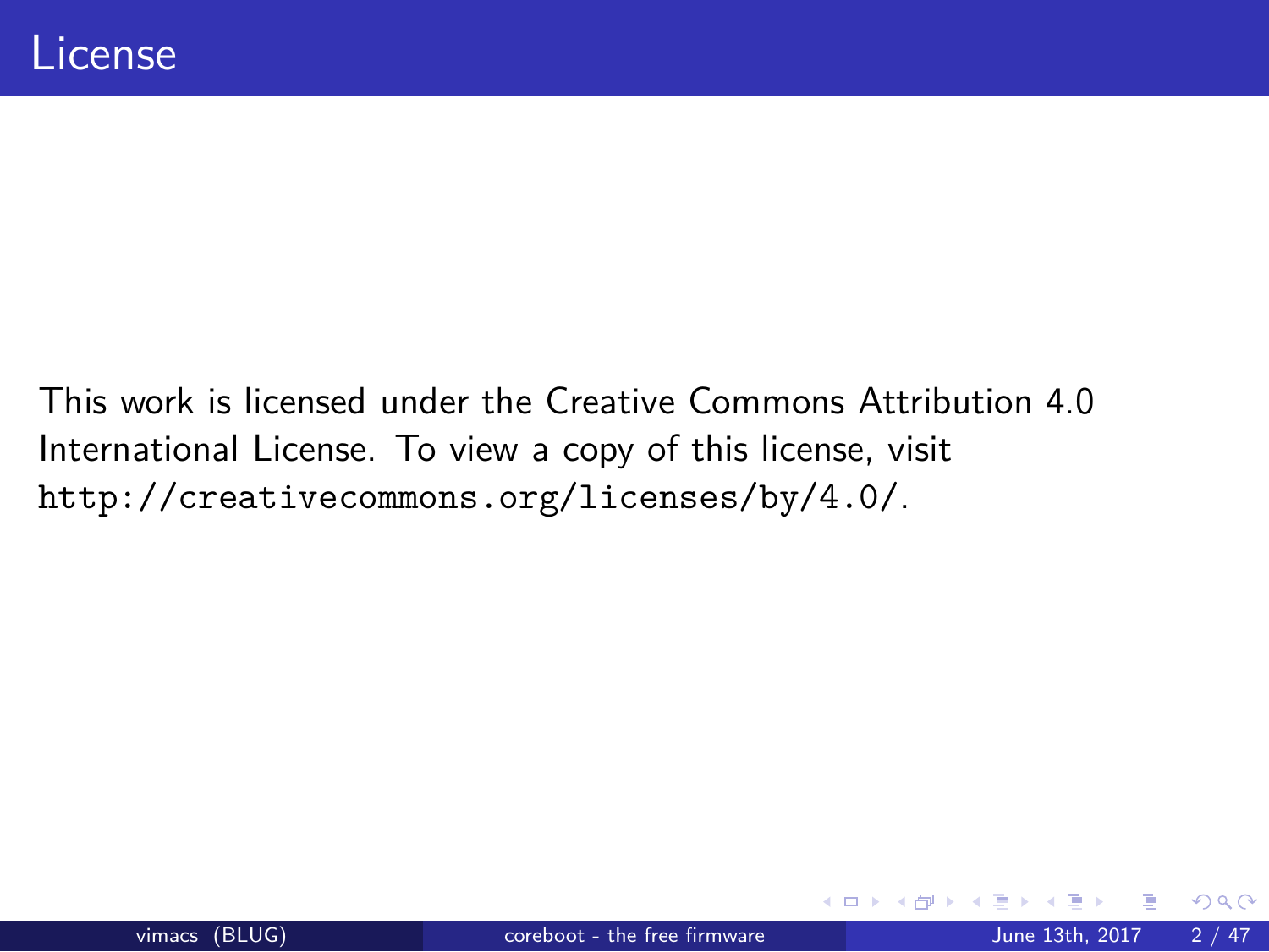# License

This work is licensed under the Creative Commons Attribution 4.0 International License. To view a copy of this license, visit `http://creativecommons.org/licenses/by/4.0/`.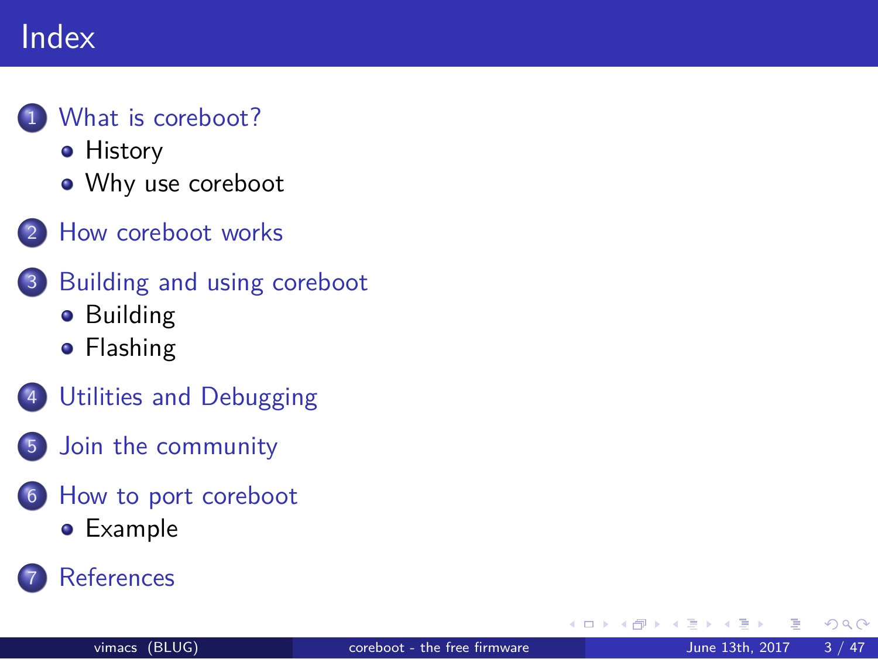# Index

1. What is coreboot?
   - History
   - Why use coreboot
2. How coreboot works
3. Building and using coreboot
   - Building
   - Flashing
4. Utilities and Debugging
5. Join the community
6. How to port coreboot
   - Example
7. References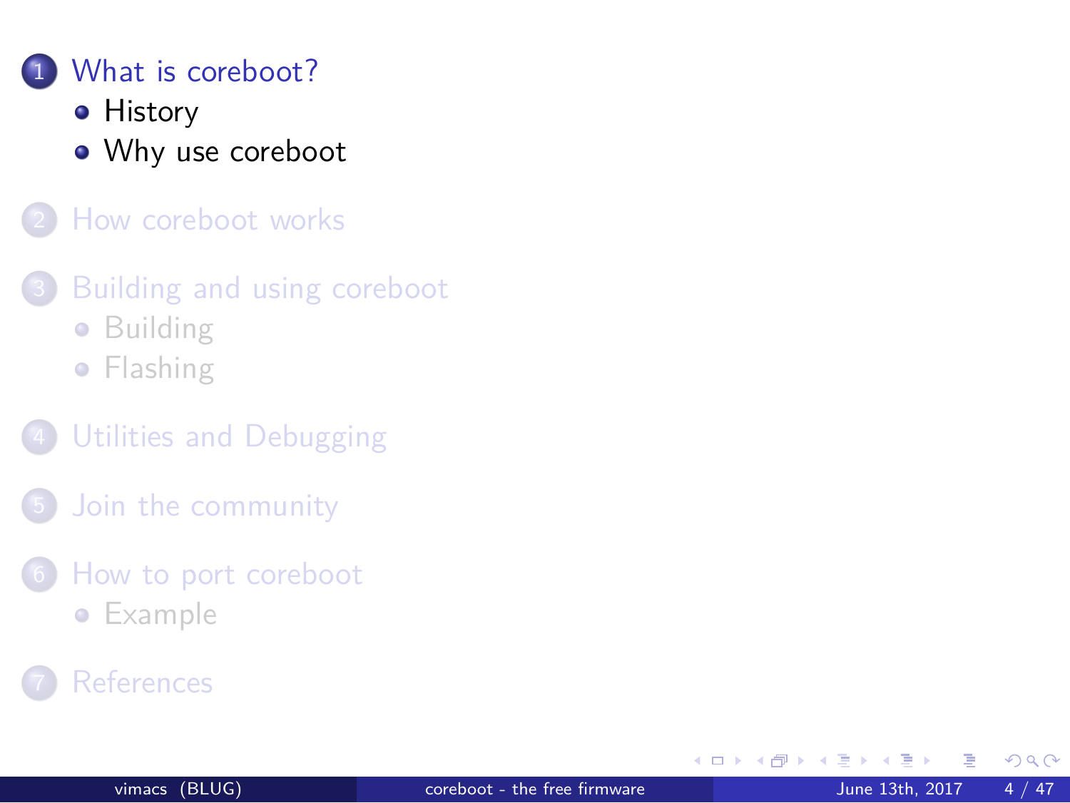1. What is coreboot?
   - History
   - Why use coreboot
2. How coreboot works
3. Building and using coreboot
   - Building
   - Flashing
4. Utilities and Debugging
5. Join the community
6. How to port coreboot
   - Example
7. References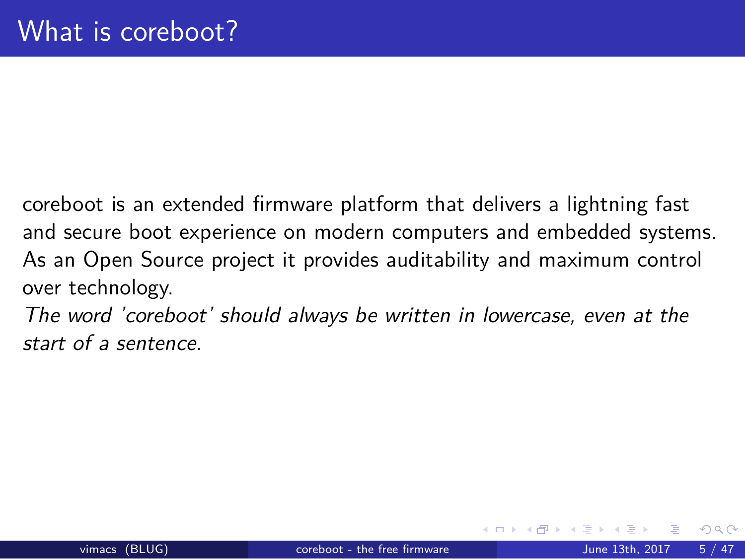# What is coreboot?

coreboot is an extended firmware platform that delivers a lightning fast and secure boot experience on modern computers and embedded systems. As an Open Source project it provides auditability and maximum control over technology.

*The word 'coreboot' should always be written in lowercase, even at the start of a sentence.*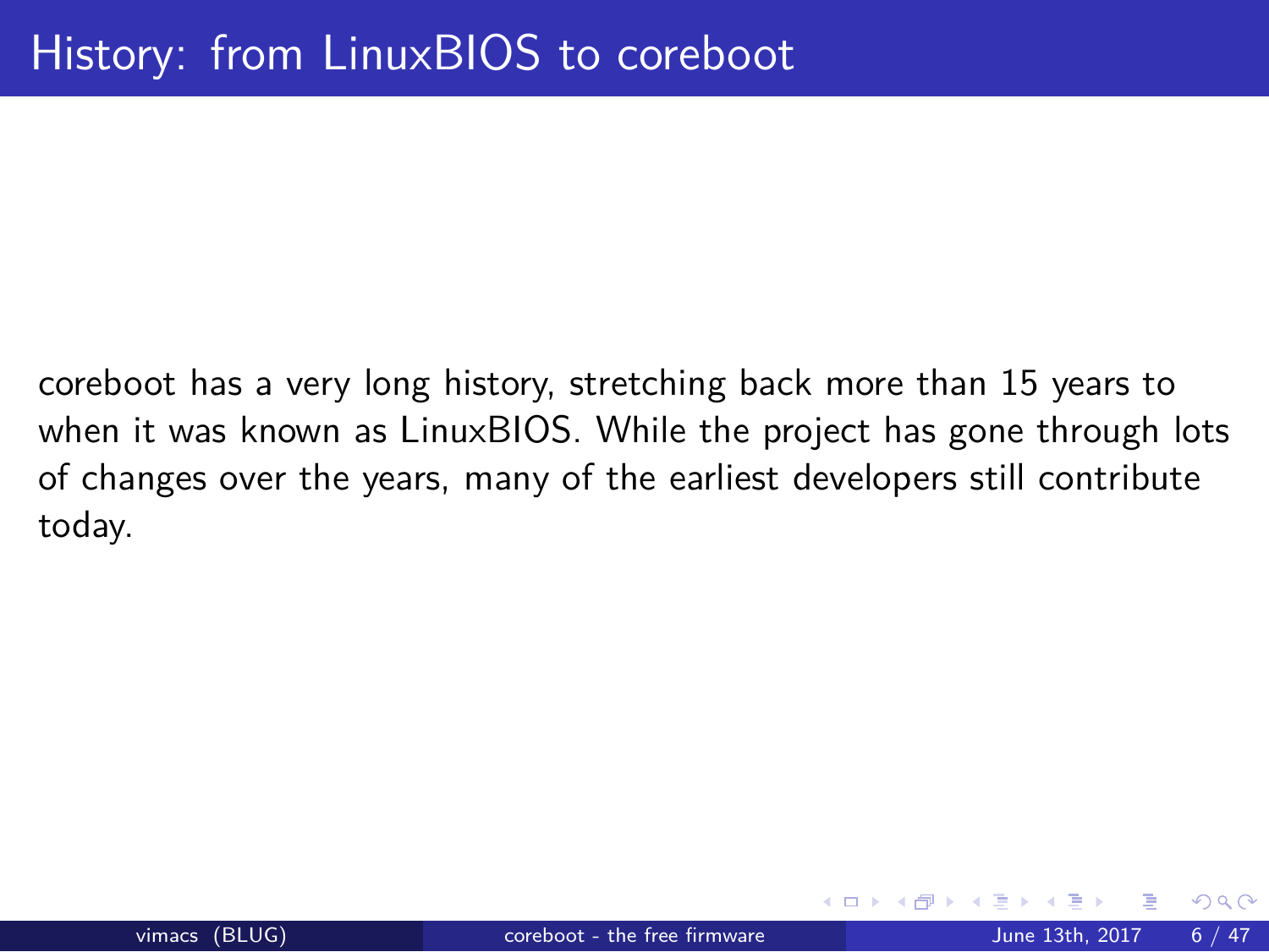# History: from LinuxBIOS to coreboot

coreboot has a very long history, stretching back more than 15 years to when it was known as LinuxBIOS. While the project has gone through lots of changes over the years, many of the earliest developers still contribute today.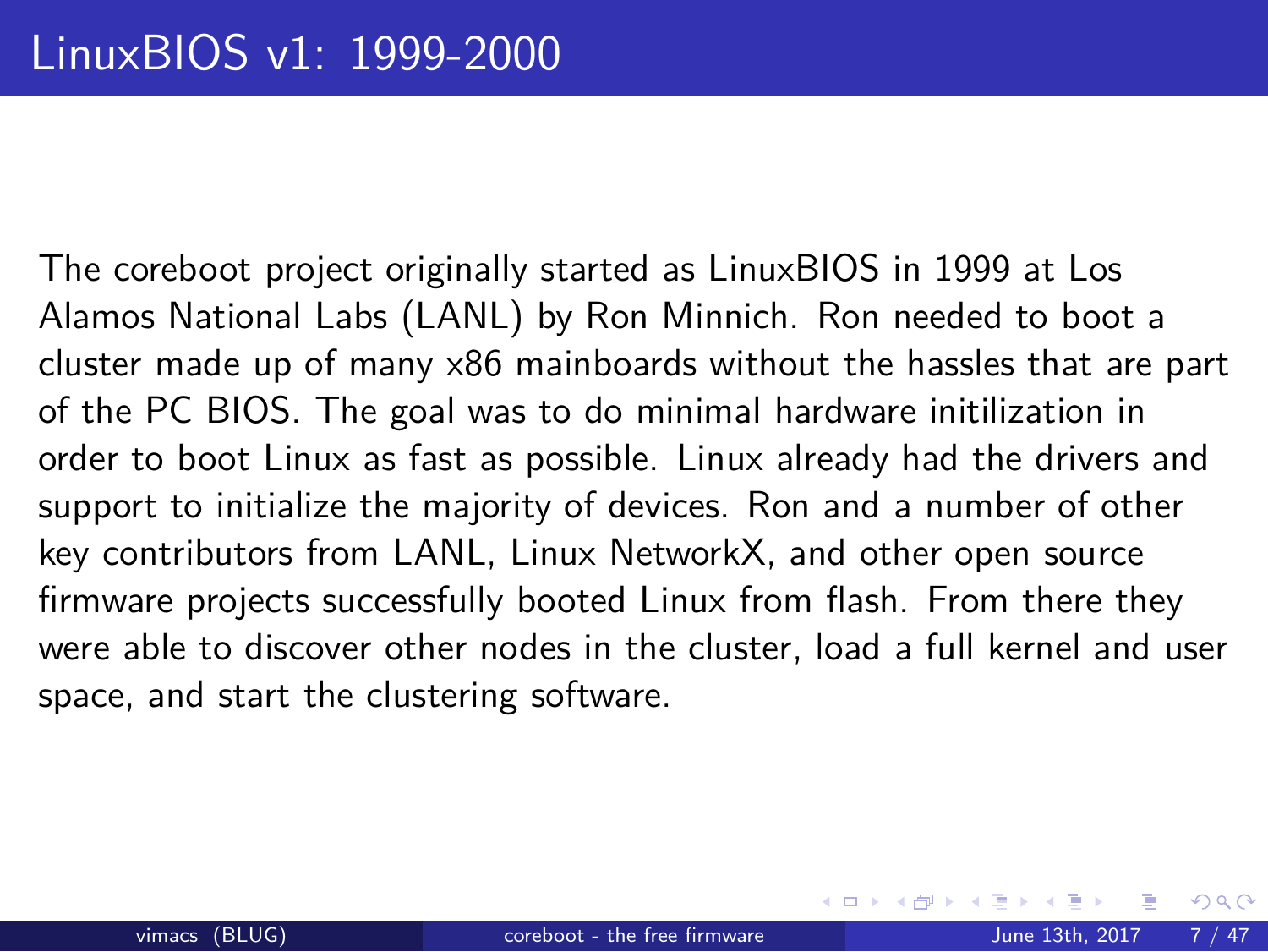# LinuxBIOS v1: 1999-2000

The coreboot project originally started as LinuxBIOS in 1999 at Los Alamos National Labs (LANL) by Ron Minnich. Ron needed to boot a cluster made up of many x86 mainboards without the hassles that are part of the PC BIOS. The goal was to do minimal hardware initilization in order to boot Linux as fast as possible. Linux already had the drivers and support to initialize the majority of devices. Ron and a number of other key contributors from LANL, Linux NetworkX, and other open source firmware projects successfully booted Linux from flash. From there they were able to discover other nodes in the cluster, load a full kernel and user space, and start the clustering software.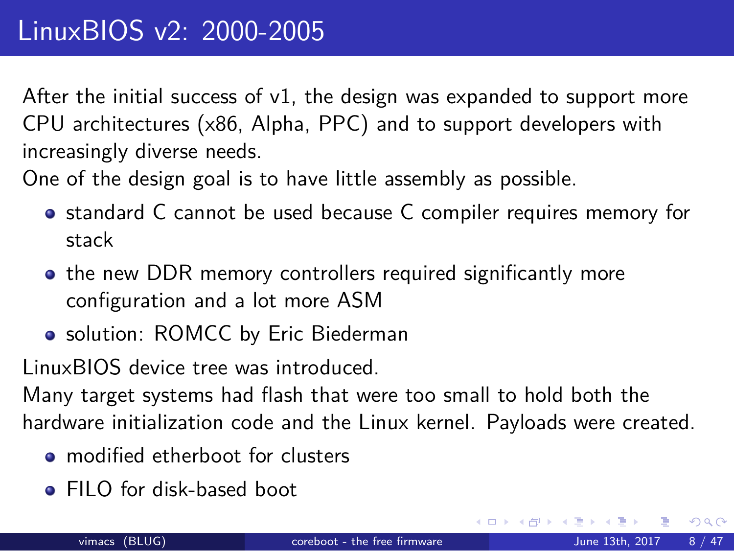# LinuxBIOS v2: 2000-2005

After the initial success of v1, the design was expanded to support more CPU architectures (x86, Alpha, PPC) and to support developers with increasingly diverse needs.

One of the design goal is to have little assembly as possible.

- standard C cannot be used because C compiler requires memory for stack
- the new DDR memory controllers required significantly more configuration and a lot more ASM
- solution: ROMCC by Eric Biederman

LinuxBIOS device tree was introduced.

Many target systems had flash that were too small to hold both the hardware initialization code and the Linux kernel. Payloads were created.

- modified etherboot for clusters
- FILO for disk-based boot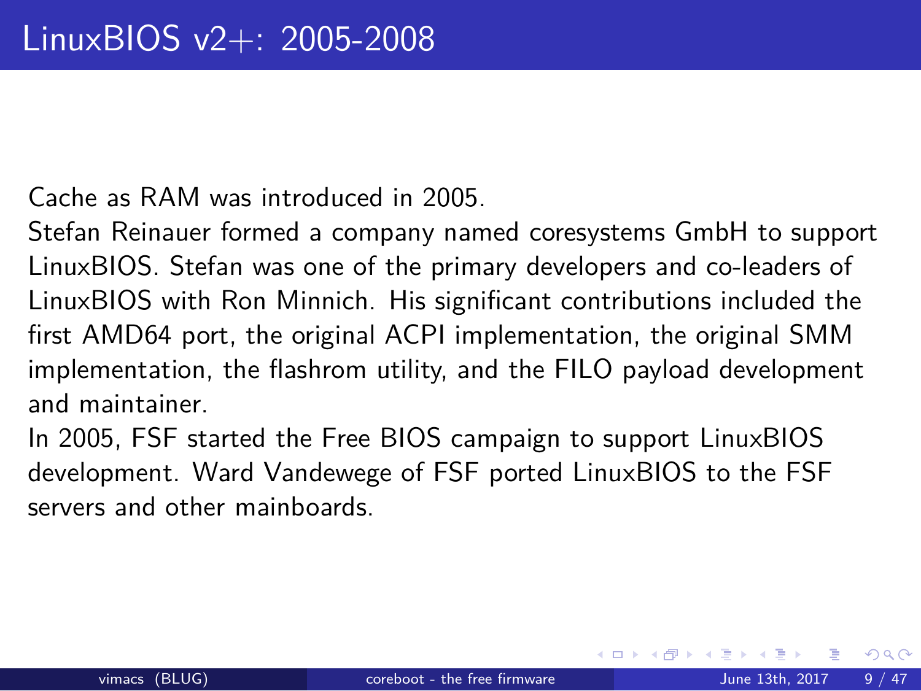# LinuxBIOS v2+: 2005-2008

Cache as RAM was introduced in 2005.
Stefan Reinauer formed a company named coresystems GmbH to support LinuxBIOS. Stefan was one of the primary developers and co-leaders of LinuxBIOS with Ron Minnich. His significant contributions included the first AMD64 port, the original ACPI implementation, the original SMM implementation, the flashrom utility, and the FILO payload development and maintainer.
In 2005, FSF started the Free BIOS campaign to support LinuxBIOS development. Ward Vandewege of FSF ported LinuxBIOS to the FSF servers and other mainboards.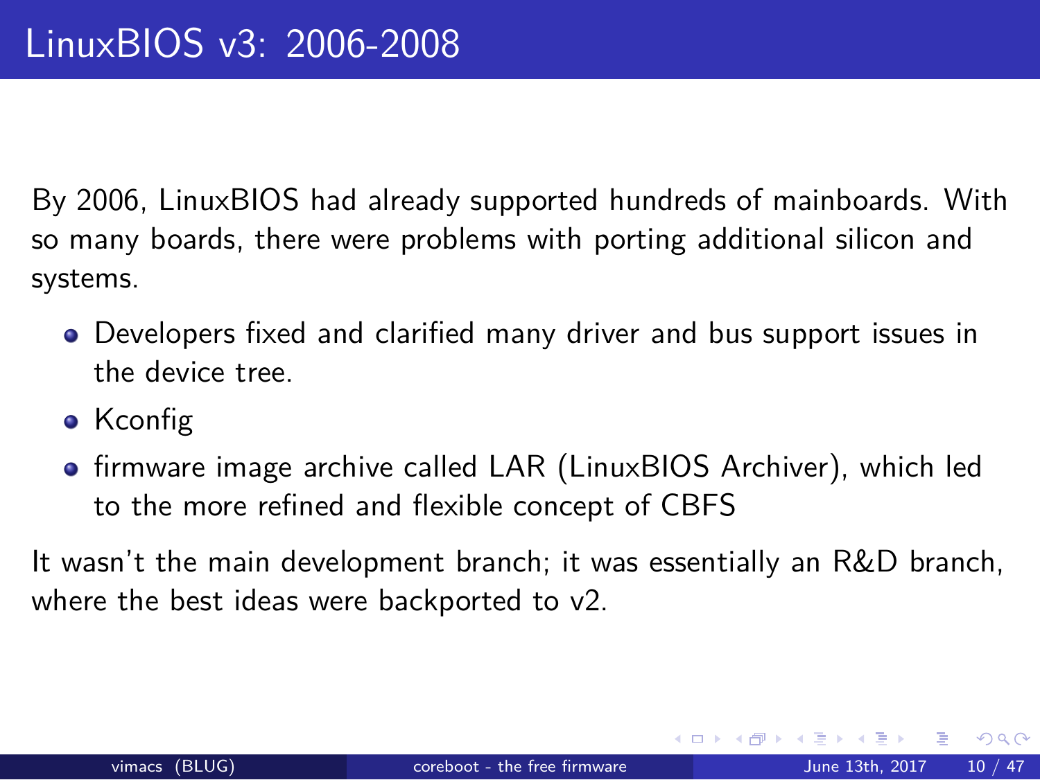# LinuxBIOS v3: 2006-2008

By 2006, LinuxBIOS had already supported hundreds of mainboards. With so many boards, there were problems with porting additional silicon and systems.

- Developers fixed and clarified many driver and bus support issues in the device tree.
- Kconfig
- firmware image archive called LAR (LinuxBIOS Archiver), which led to the more refined and flexible concept of CBFS

It wasn't the main development branch; it was essentially an R&D branch, where the best ideas were backported to v2.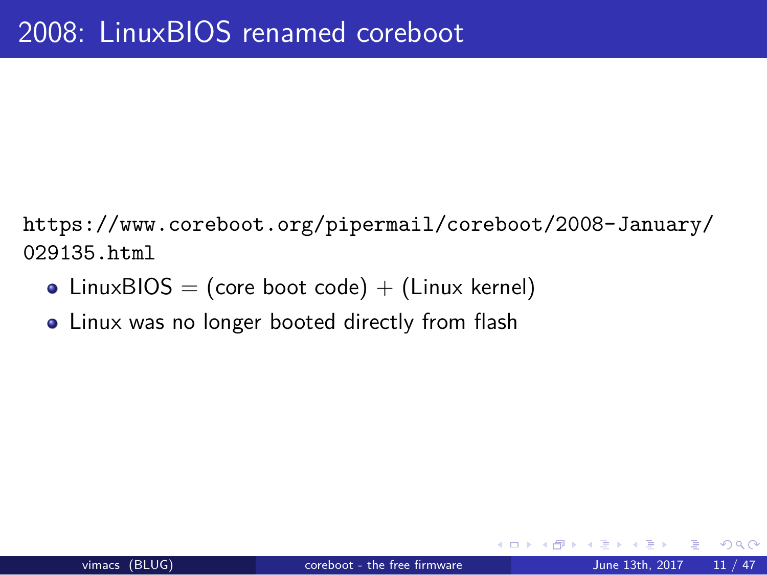# 2008: LinuxBIOS renamed coreboot

https://www.coreboot.org/pipermail/coreboot/2008-January/029135.html

- LinuxBIOS = (core boot code) + (Linux kernel)
- Linux was no longer booted directly from flash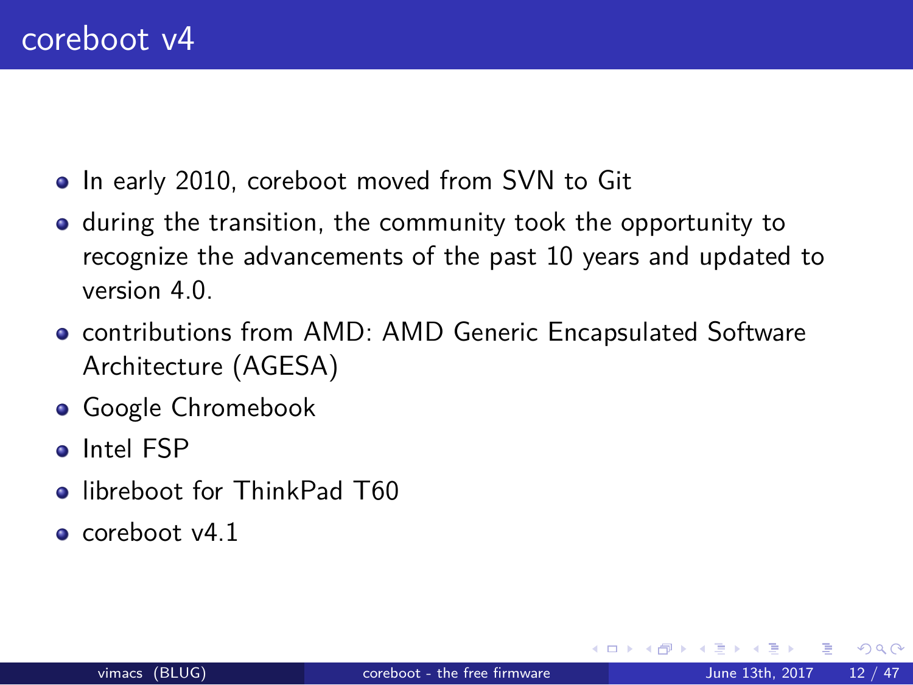# coreboot v4

- In early 2010, coreboot moved from SVN to Git
- during the transition, the community took the opportunity to recognize the advancements of the past 10 years and updated to version 4.0.
- contributions from AMD: AMD Generic Encapsulated Software Architecture (AGESA)
- Google Chromebook
- Intel FSP
- libreboot for ThinkPad T60
- coreboot v4.1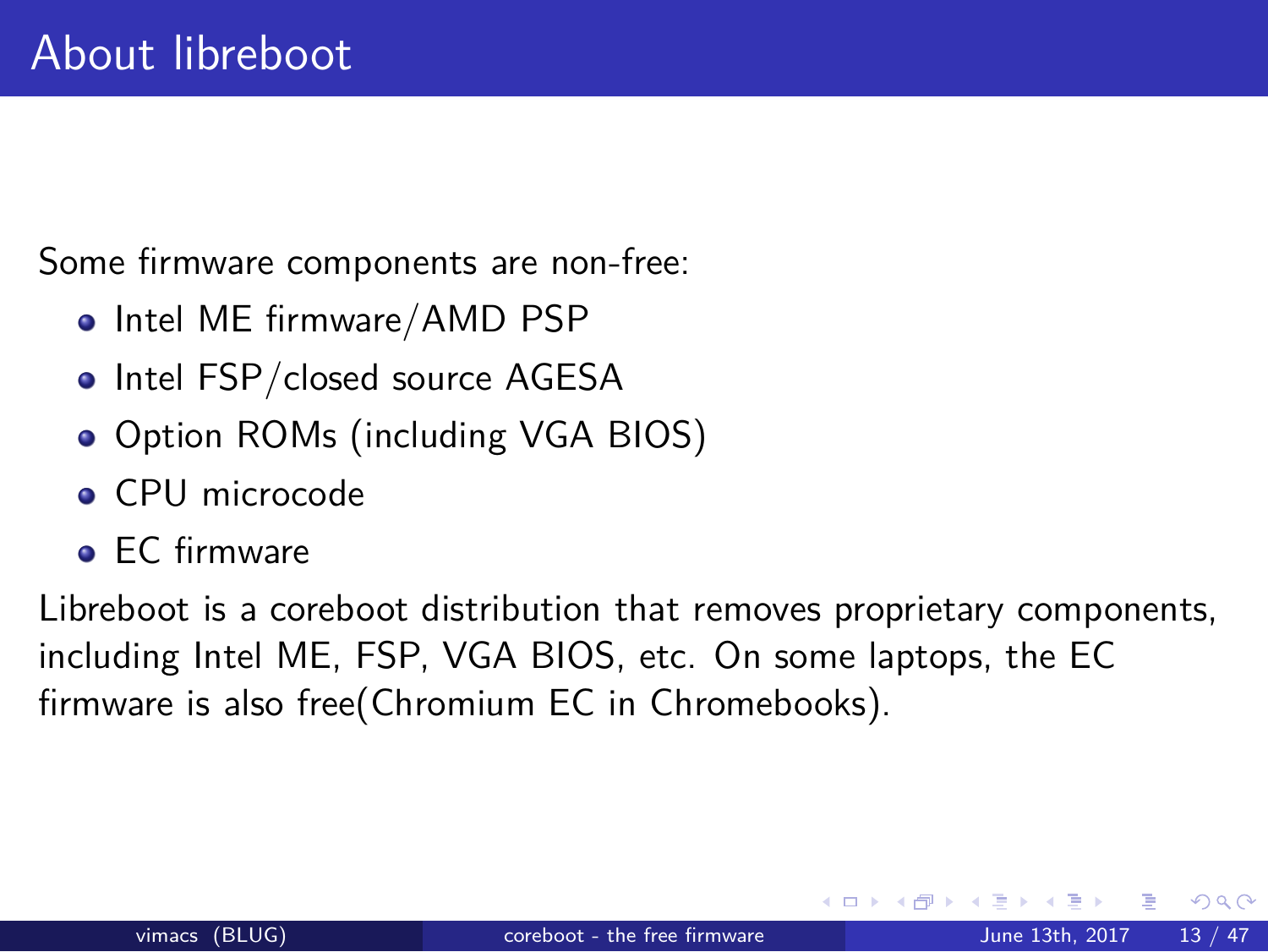# About libreboot

Some firmware components are non-free:

- Intel ME firmware/AMD PSP
- Intel FSP/closed source AGESA
- Option ROMs (including VGA BIOS)
- CPU microcode
- EC firmware

Libreboot is a coreboot distribution that removes proprietary components, including Intel ME, FSP, VGA BIOS, etc. On some laptops, the EC firmware is also free(Chromium EC in Chromebooks).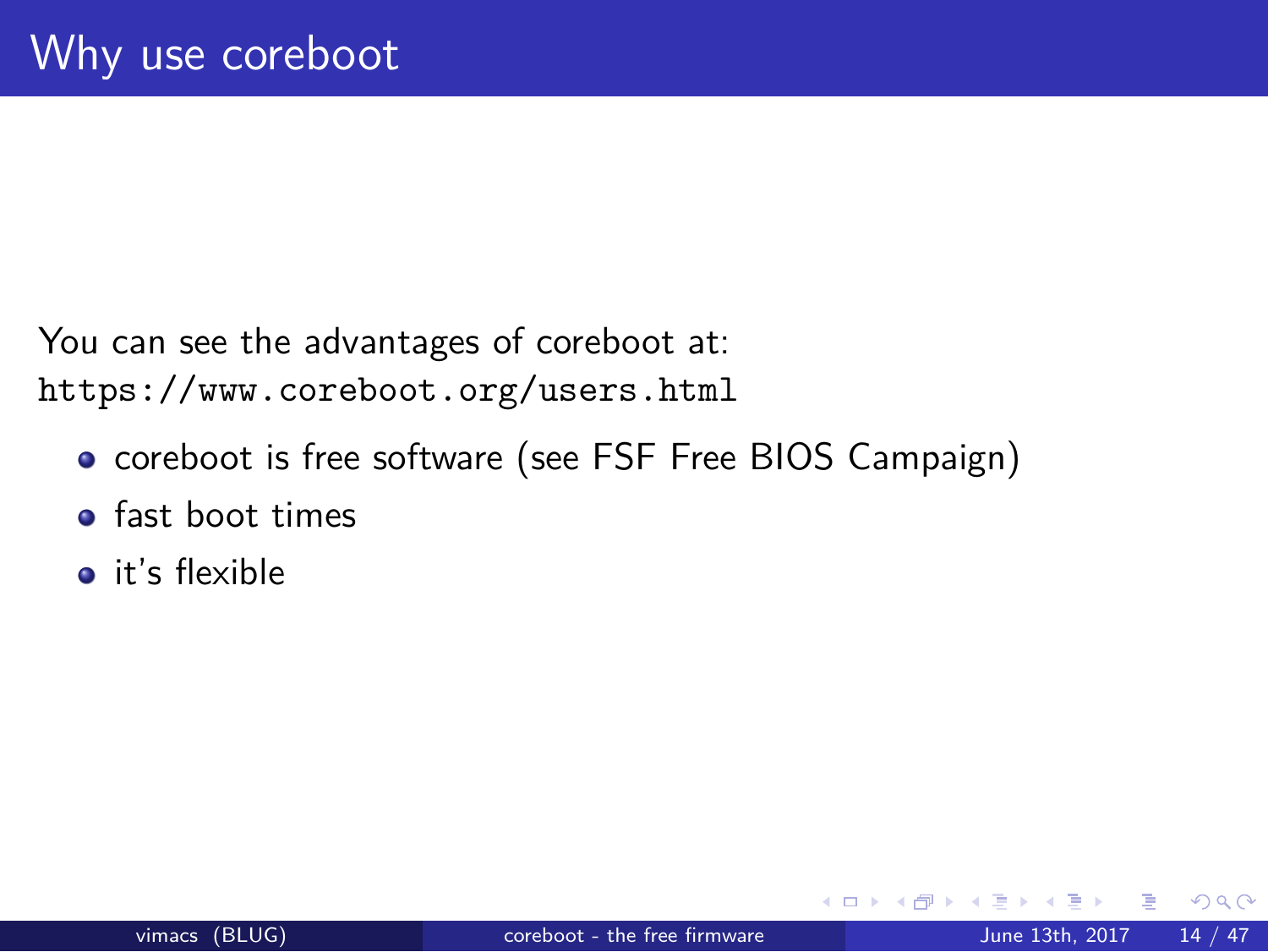# Why use coreboot

You can see the advantages of coreboot at:
`https://www.coreboot.org/users.html`

- coreboot is free software (see FSF Free BIOS Campaign)
- fast boot times
- it's flexible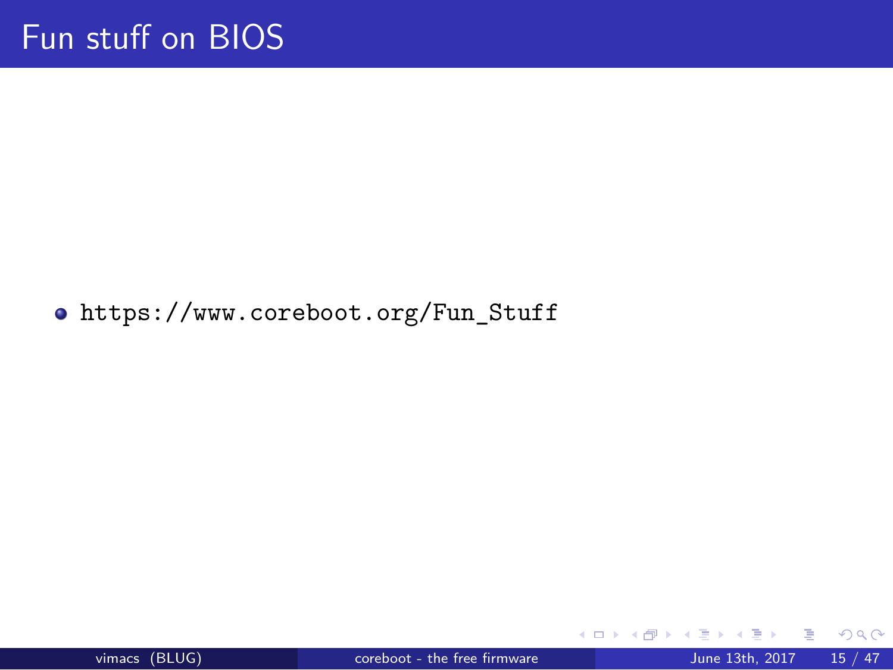# Fun stuff on BIOS

- https://www.coreboot.org/Fun_Stuff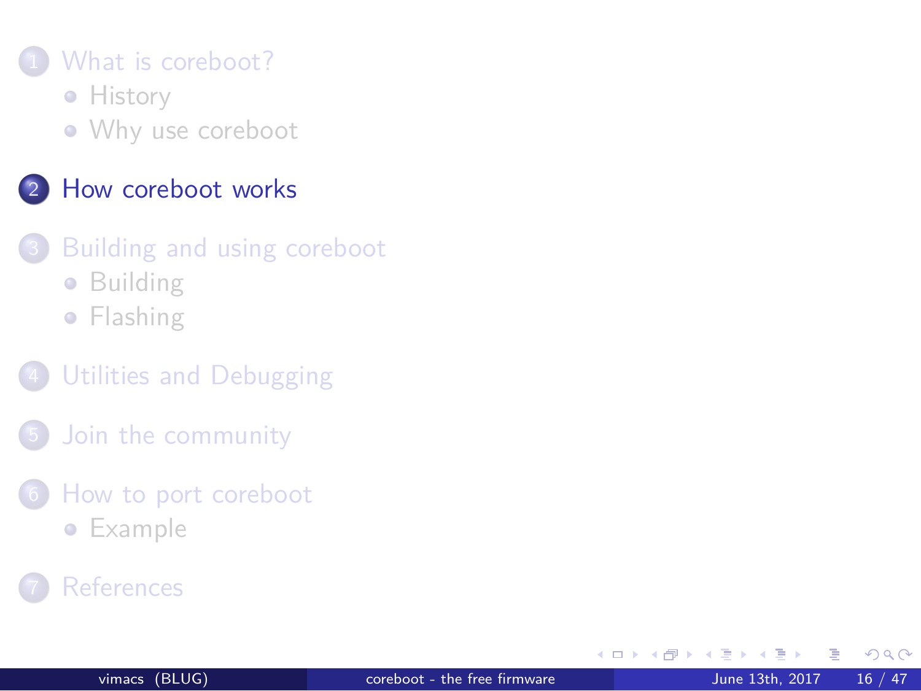1. What is coreboot?
   - History
   - Why use coreboot
2. **How coreboot works**
3. Building and using coreboot
   - Building
   - Flashing
4. Utilities and Debugging
5. Join the community
6. How to port coreboot
   - Example
7. References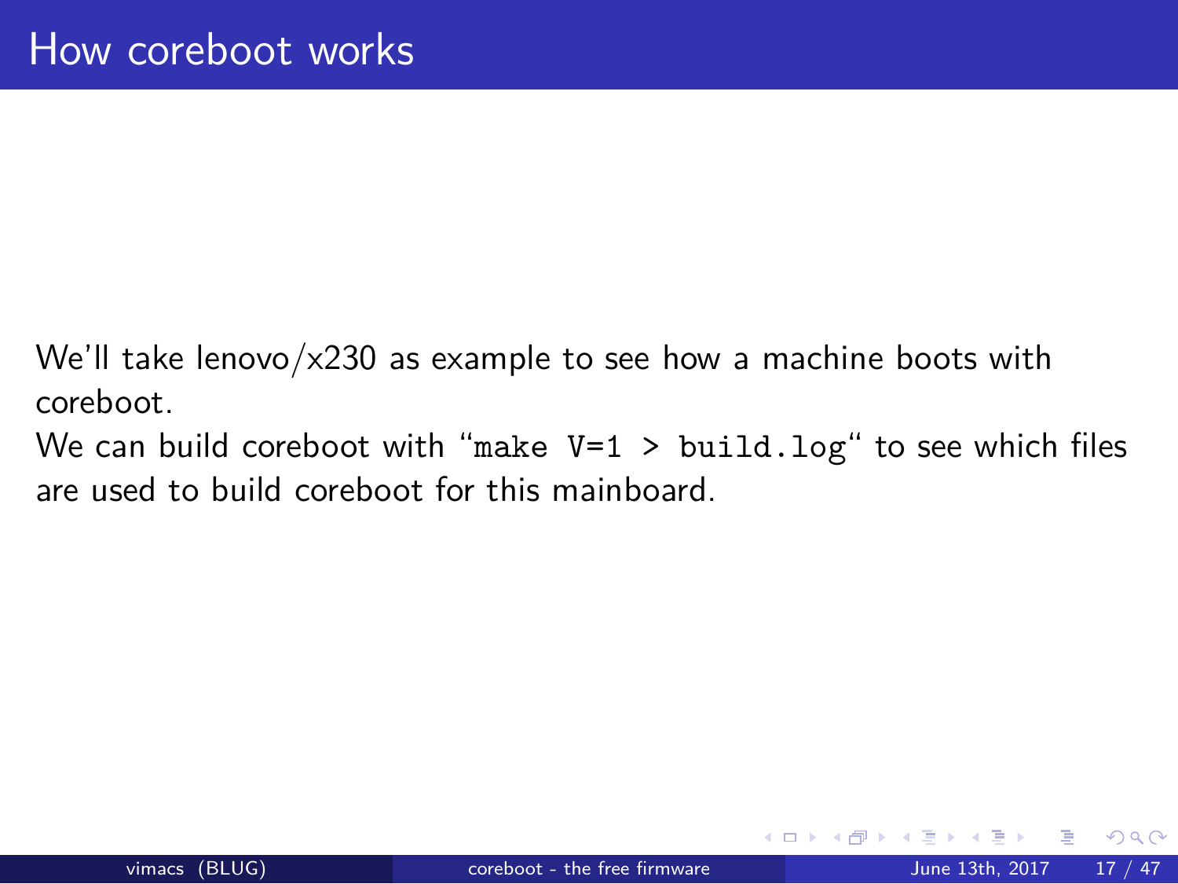# How coreboot works

We'll take lenovo/x230 as example to see how a machine boots with coreboot.
We can build coreboot with "`make V=1 > build.log`" to see which files are used to build coreboot for this mainboard.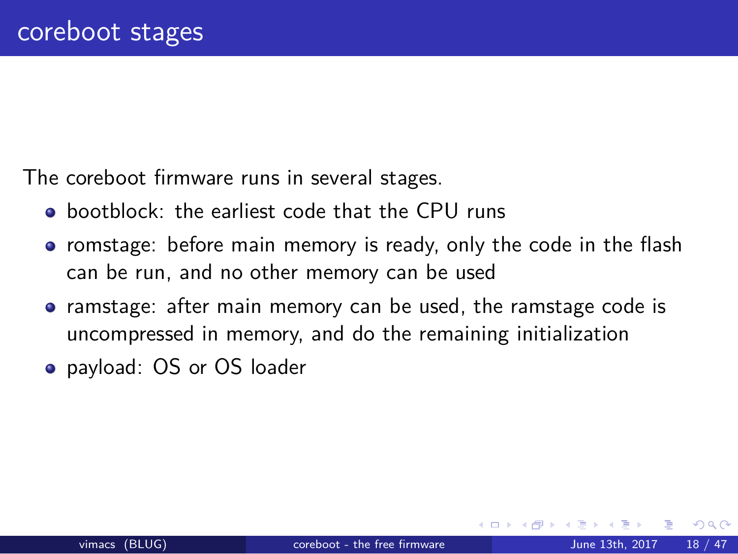# coreboot stages

The coreboot firmware runs in several stages.

- bootblock: the earliest code that the CPU runs
- romstage: before main memory is ready, only the code in the flash can be run, and no other memory can be used
- ramstage: after main memory can be used, the ramstage code is uncompressed in memory, and do the remaining initialization
- payload: OS or OS loader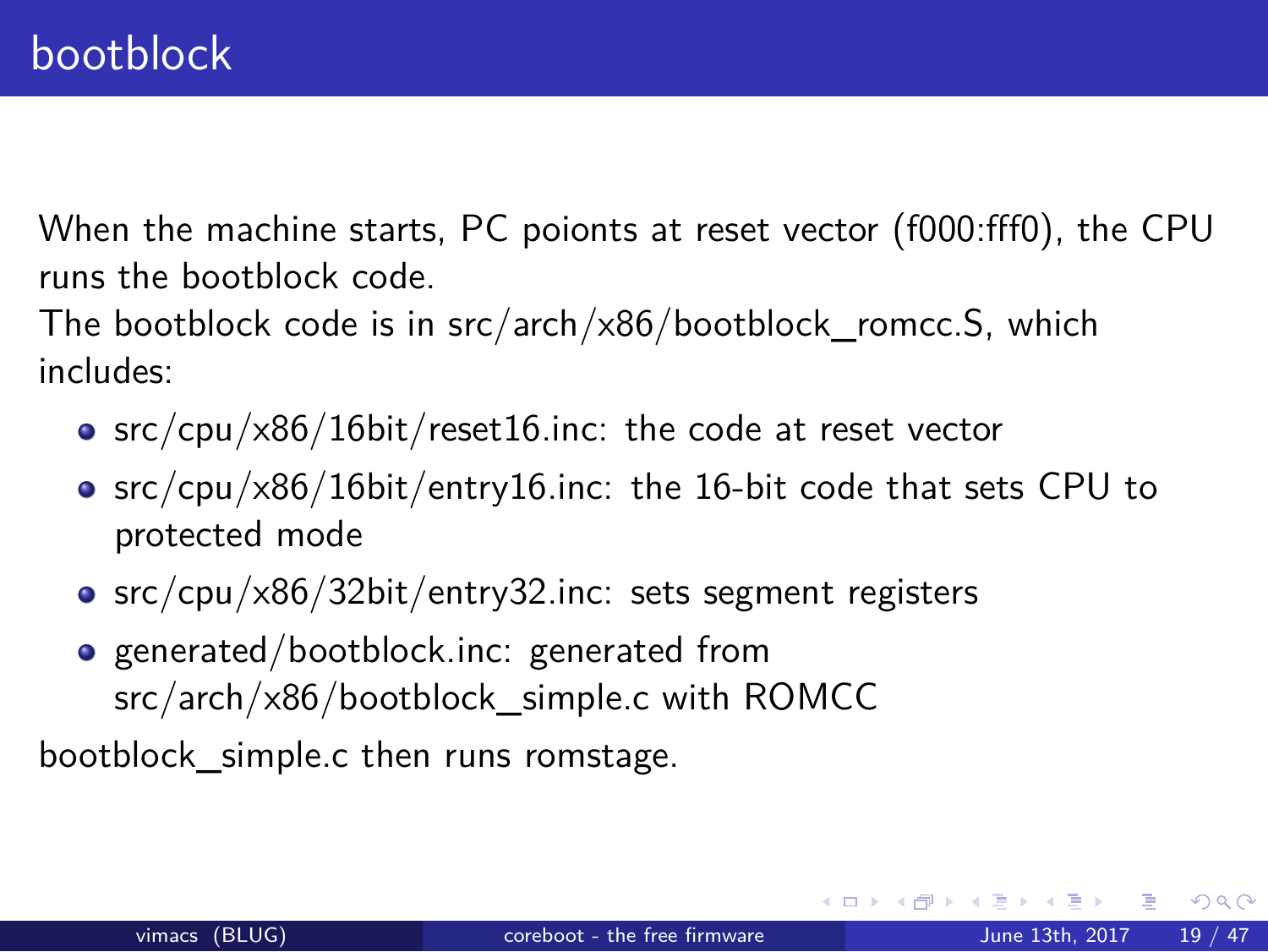# bootblock

When the machine starts, PC poionts at reset vector (f000:fff0), the CPU runs the bootblock code.
The bootblock code is in src/arch/x86/bootblock_romcc.S, which includes:

- src/cpu/x86/16bit/reset16.inc: the code at reset vector
- src/cpu/x86/16bit/entry16.inc: the 16-bit code that sets CPU to protected mode
- src/cpu/x86/32bit/entry32.inc: sets segment registers
- generated/bootblock.inc: generated from src/arch/x86/bootblock_simple.c with ROMCC

bootblock_simple.c then runs romstage.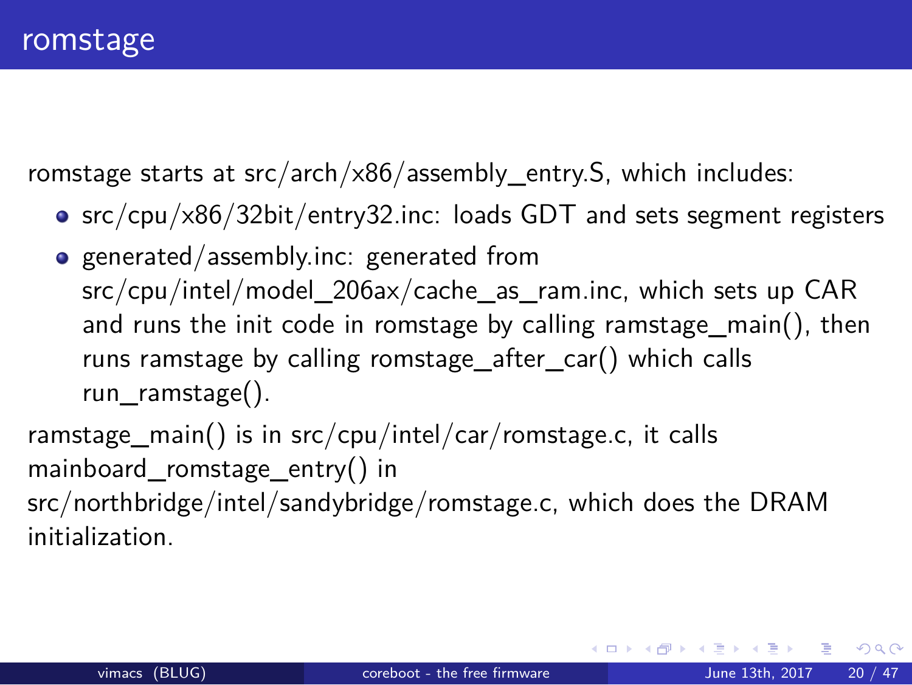## romstage

romstage starts at src/arch/x86/assembly_entry.S, which includes:

- src/cpu/x86/32bit/entry32.inc: loads GDT and sets segment registers
- generated/assembly.inc: generated from src/cpu/intel/model_206ax/cache_as_ram.inc, which sets up CAR and runs the init code in romstage by calling ramstage_main(), then runs ramstage by calling romstage_after_car() which calls run_ramstage().

ramstage_main() is in src/cpu/intel/car/romstage.c, it calls mainboard_romstage_entry() in src/northbridge/intel/sandybridge/romstage.c, which does the DRAM initialization.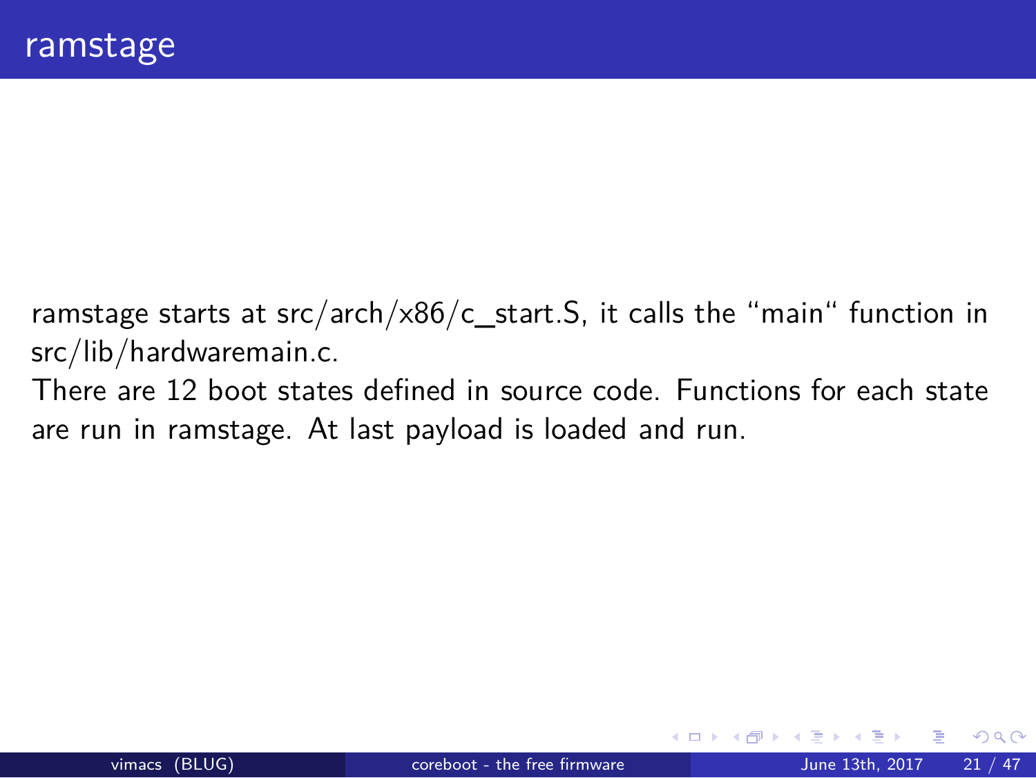# ramstage

ramstage starts at src/arch/x86/c_start.S, it calls the “main“ function in src/lib/hardwaremain.c.
There are 12 boot states defined in source code. Functions for each state are run in ramstage. At last payload is loaded and run.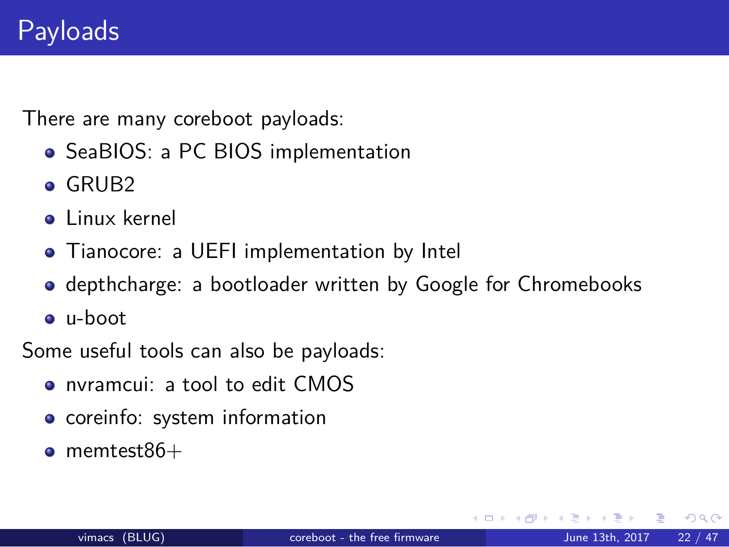# Payloads

There are many coreboot payloads:

- SeaBIOS: a PC BIOS implementation
- GRUB2
- Linux kernel
- Tianocore: a UEFI implementation by Intel
- depthcharge: a bootloader written by Google for Chromebooks
- u-boot

Some useful tools can also be payloads:

- nvramcui: a tool to edit CMOS
- coreinfo: system information
- memtest86+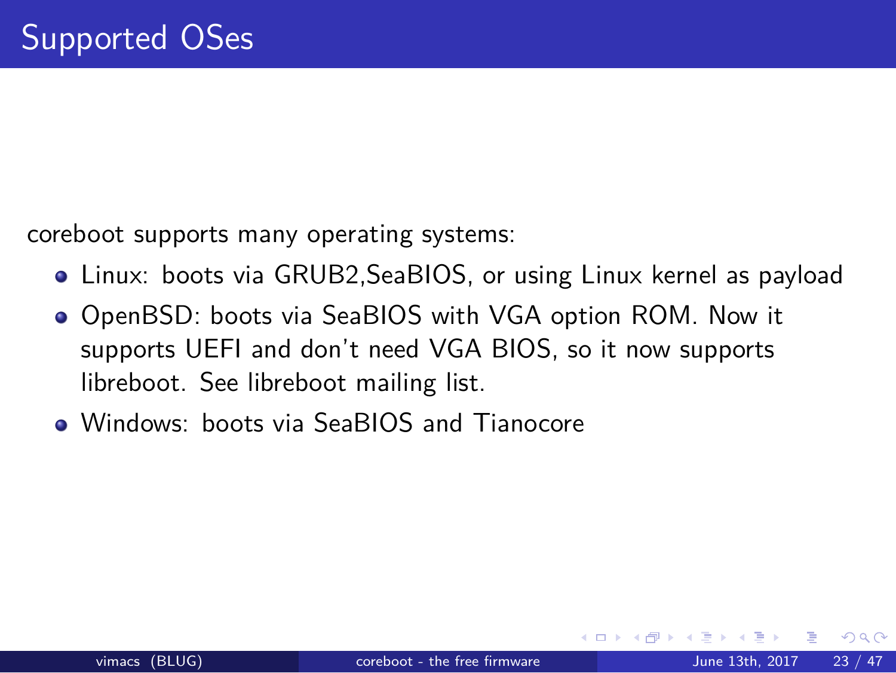# Supported OSes

coreboot supports many operating systems:

- Linux: boots via GRUB2,SeaBIOS, or using Linux kernel as payload
- OpenBSD: boots via SeaBIOS with VGA option ROM. Now it supports UEFI and don't need VGA BIOS, so it now supports libreboot. See libreboot mailing list.
- Windows: boots via SeaBIOS and Tianocore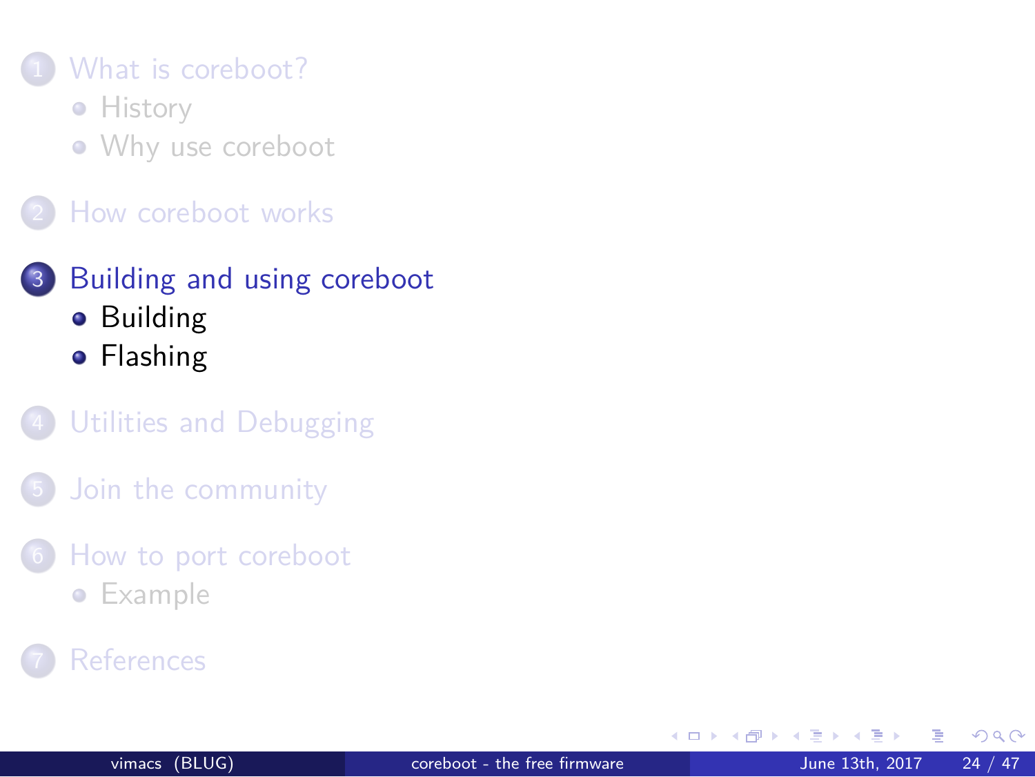1. What is coreboot?
   - History
   - Why use coreboot
2. How coreboot works
3. **Building and using coreboot**
   - **Building**
   - **Flashing**
4. Utilities and Debugging
5. Join the community
6. How to port coreboot
   - Example
7. References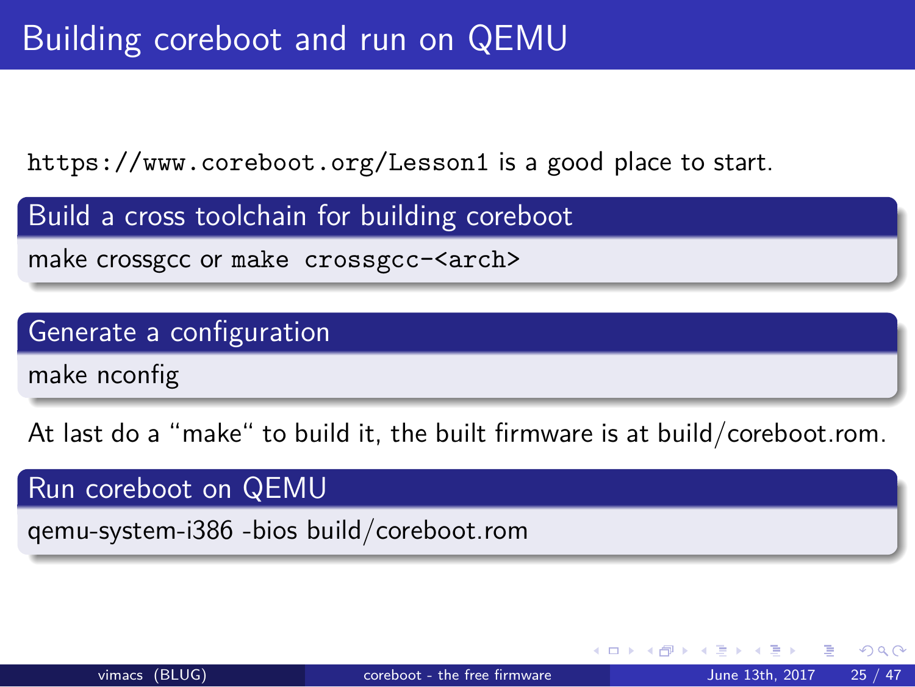# Building coreboot and run on QEMU

`https://www.coreboot.org/Lesson1` is a good place to start.

### Build a cross toolchain for building coreboot

make crossgcc or `make crossgcc-<arch>`

### Generate a configuration

make nconfig

At last do a “make“ to build it, the built firmware is at build/coreboot.rom.

### Run coreboot on QEMU

qemu-system-i386 -bios build/coreboot.rom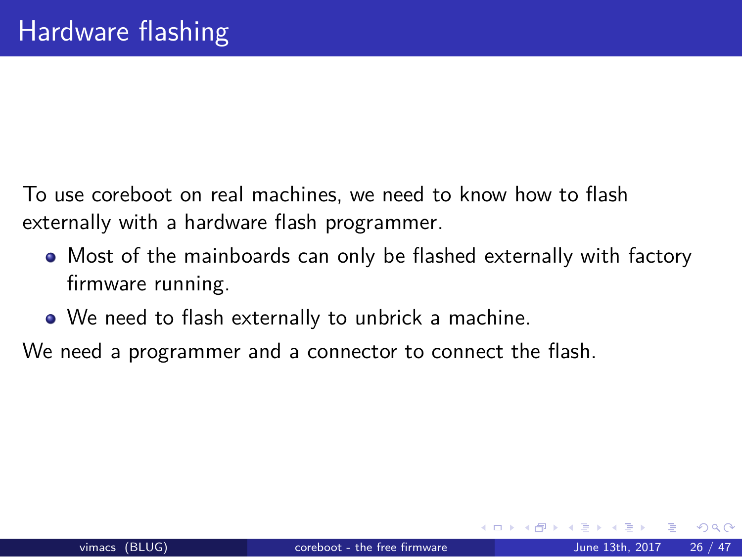# Hardware flashing

To use coreboot on real machines, we need to know how to flash externally with a hardware flash programmer.

- Most of the mainboards can only be flashed externally with factory firmware running.
- We need to flash externally to unbrick a machine.

We need a programmer and a connector to connect the flash.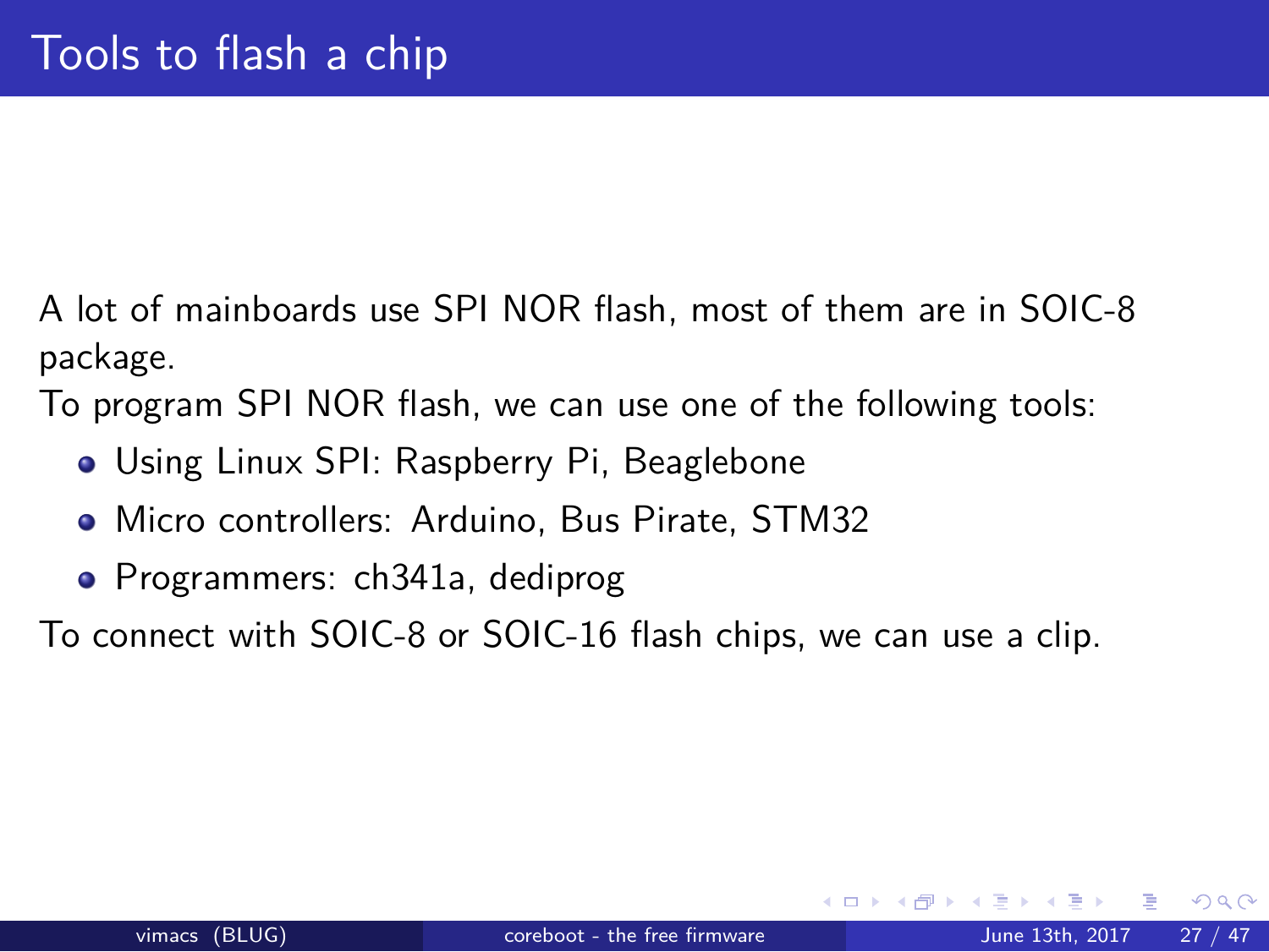# Tools to flash a chip

A lot of mainboards use SPI NOR flash, most of them are in SOIC-8 package.

To program SPI NOR flash, we can use one of the following tools:

- Using Linux SPI: Raspberry Pi, Beaglebone
- Micro controllers: Arduino, Bus Pirate, STM32
- Programmers: ch341a, dediprog

To connect with SOIC-8 or SOIC-16 flash chips, we can use a clip.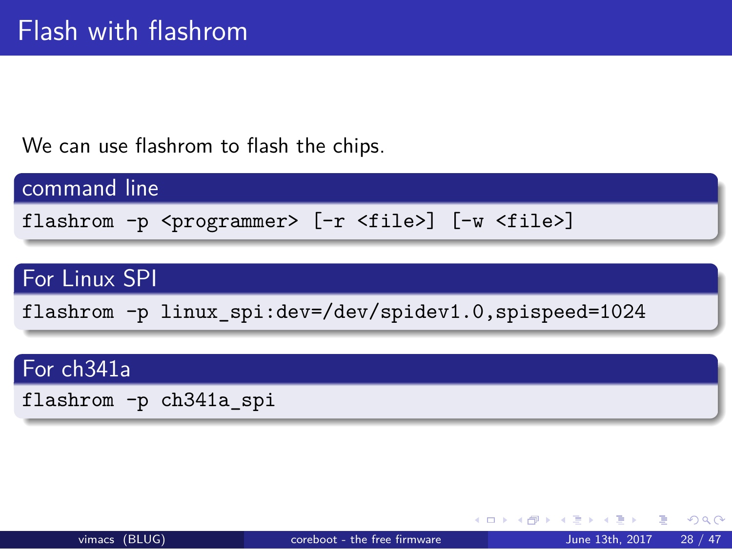# Flash with flashrom

We can use flashrom to flash the chips.

**command line**

```
flashrom -p <programmer> [-r <file>] [-w <file>]
```

**For Linux SPI**

```
flashrom -p linux_spi:dev=/dev/spidev1.0,spispeed=1024
```

**For ch341a**

```
flashrom -p ch341a_spi
```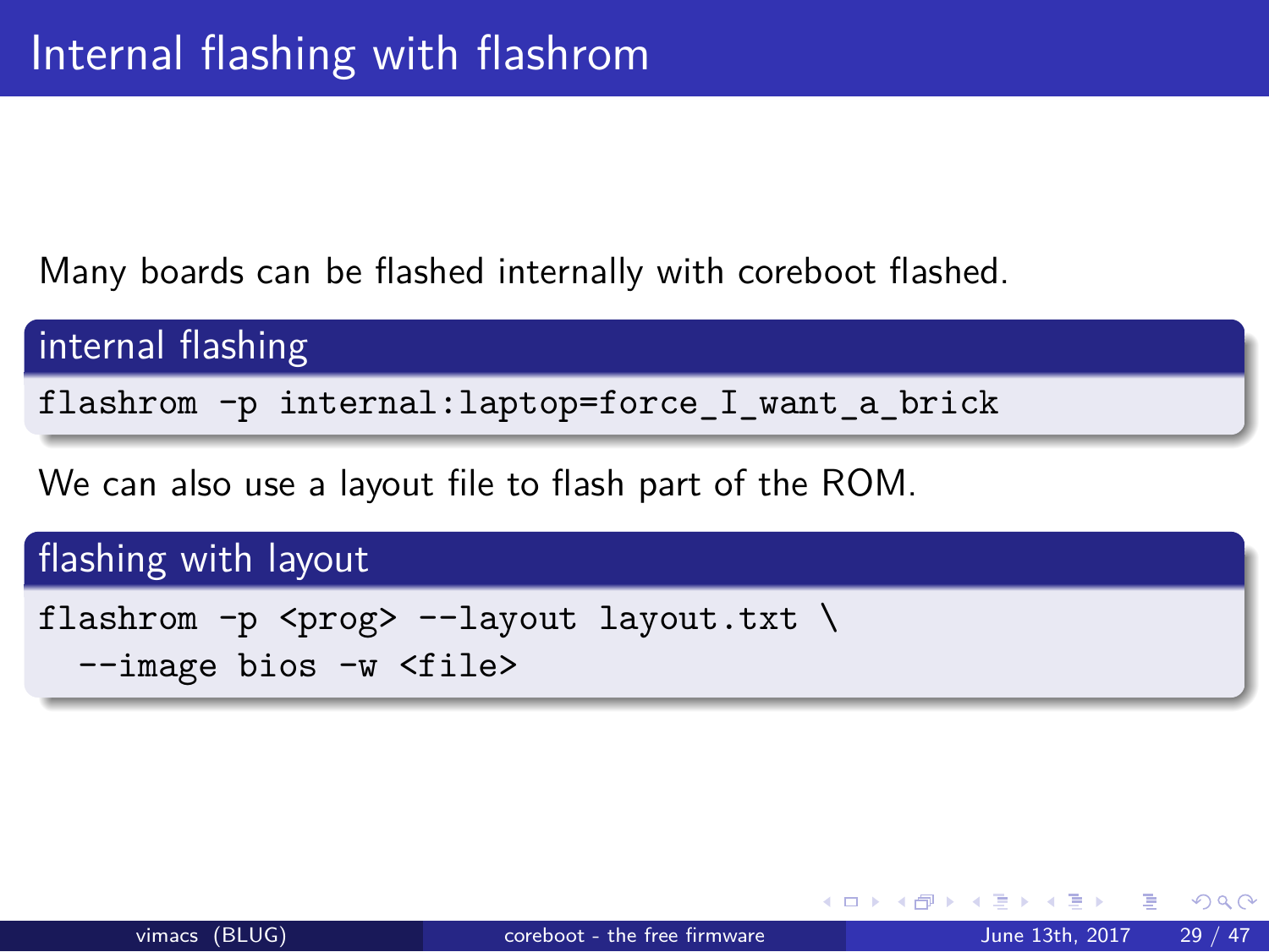# Internal flashing with flashrom

Many boards can be flashed internally with coreboot flashed.

**internal flashing**

```
flashrom -p internal:laptop=force_I_want_a_brick
```

We can also use a layout file to flash part of the ROM.

**flashing with layout**

```
flashrom -p <prog> --layout layout.txt \
  --image bios -w <file>
```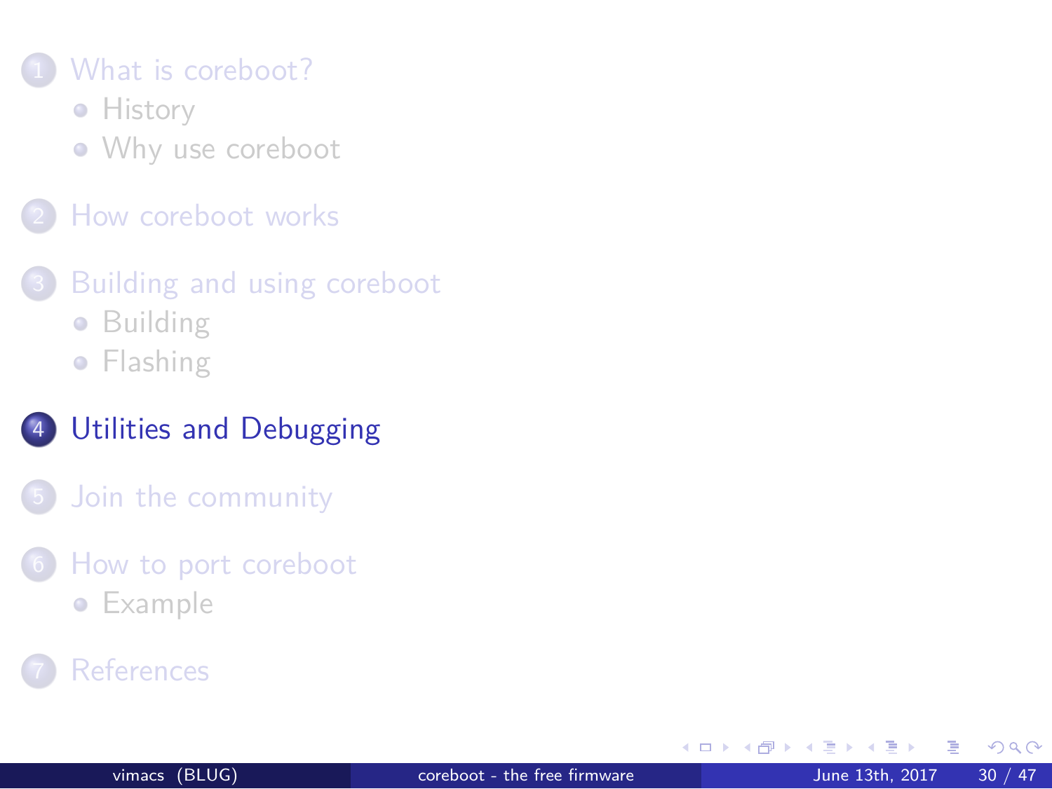1. What is coreboot?
   - History
   - Why use coreboot
2. How coreboot works
3. Building and using coreboot
   - Building
   - Flashing
4. **Utilities and Debugging**
5. Join the community
6. How to port coreboot
   - Example
7. References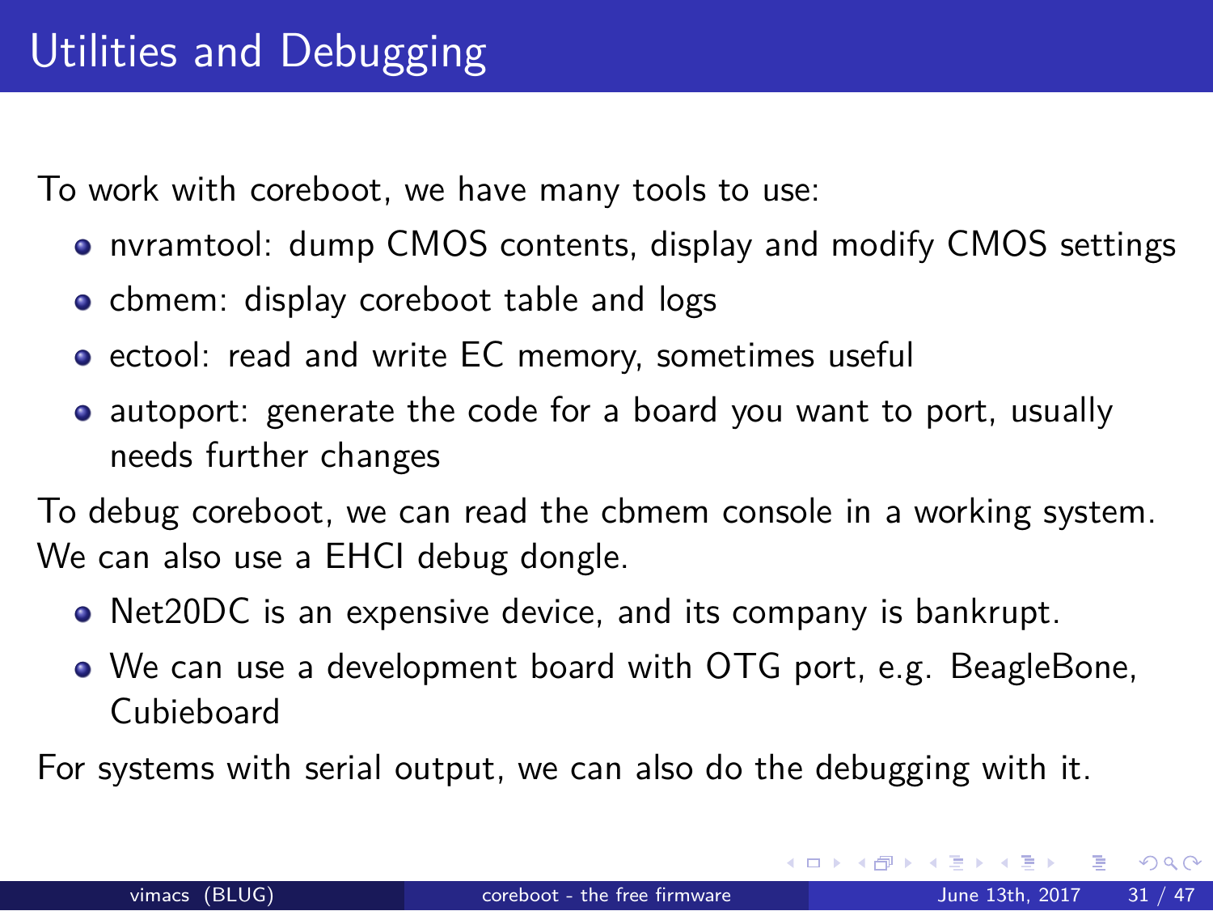# Utilities and Debugging

To work with coreboot, we have many tools to use:

- nvramtool: dump CMOS contents, display and modify CMOS settings
- cbmem: display coreboot table and logs
- ectool: read and write EC memory, sometimes useful
- autoport: generate the code for a board you want to port, usually needs further changes

To debug coreboot, we can read the cbmem console in a working system. We can also use a EHCI debug dongle.

- Net20DC is an expensive device, and its company is bankrupt.
- We can use a development board with OTG port, e.g. BeagleBone, Cubieboard

For systems with serial output, we can also do the debugging with it.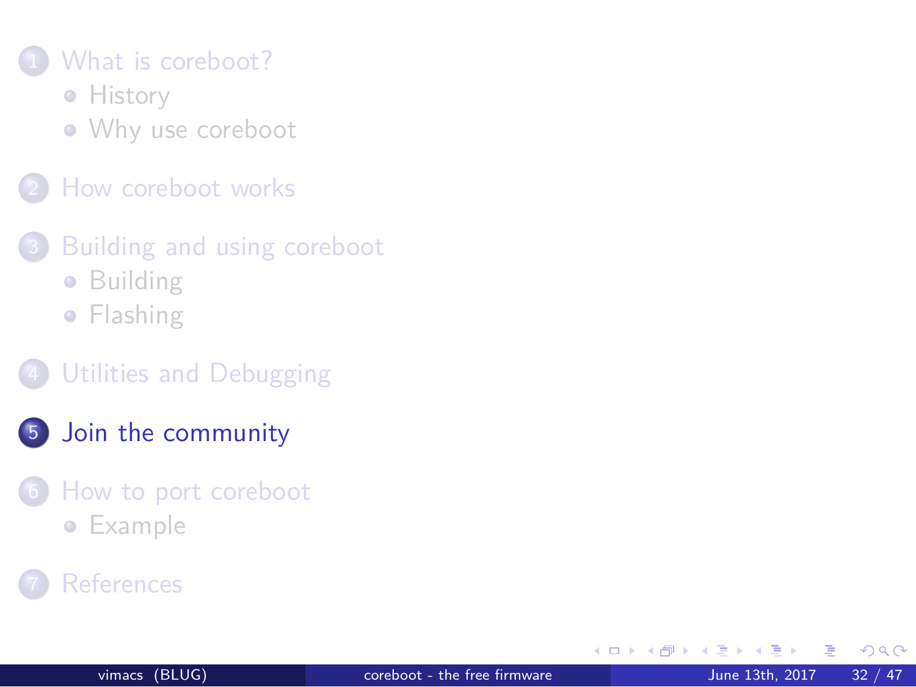1. What is coreboot?
   - History
   - Why use coreboot
2. How coreboot works
3. Building and using coreboot
   - Building
   - Flashing
4. Utilities and Debugging
5. **Join the community**
6. How to port coreboot
   - Example
7. References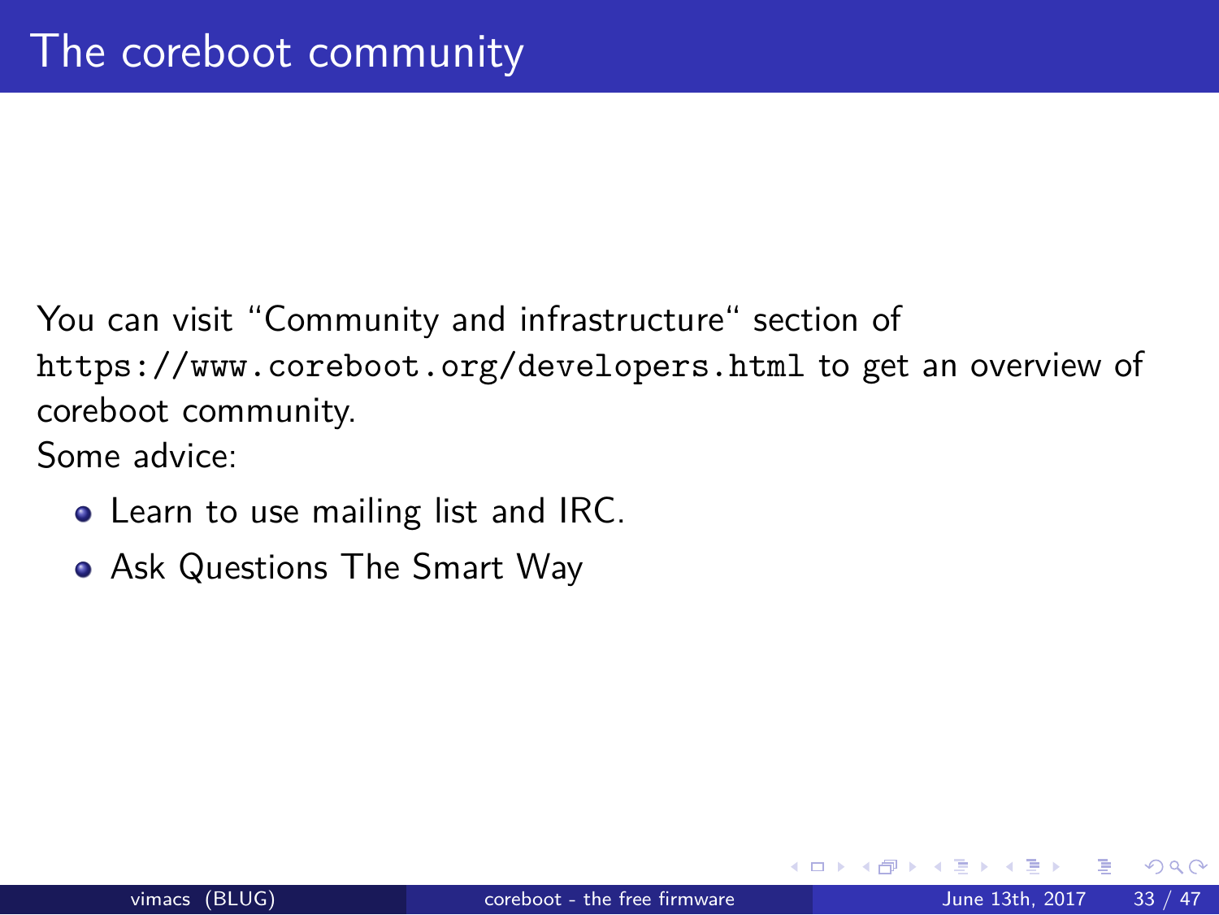# The coreboot community

You can visit "Community and infrastructure" section of `https://www.coreboot.org/developers.html` to get an overview of coreboot community.

Some advice:

- Learn to use mailing list and IRC.
- Ask Questions The Smart Way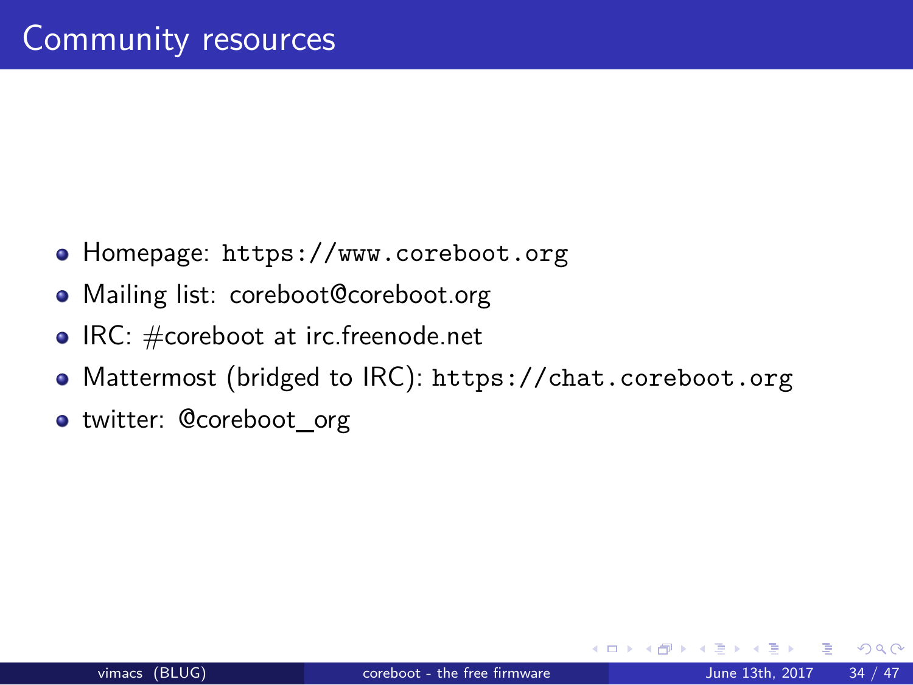# Community resources

- Homepage: `https://www.coreboot.org`
- Mailing list: coreboot@coreboot.org
- IRC: #coreboot at irc.freenode.net
- Mattermost (bridged to IRC): `https://chat.coreboot.org`
- twitter: @coreboot_org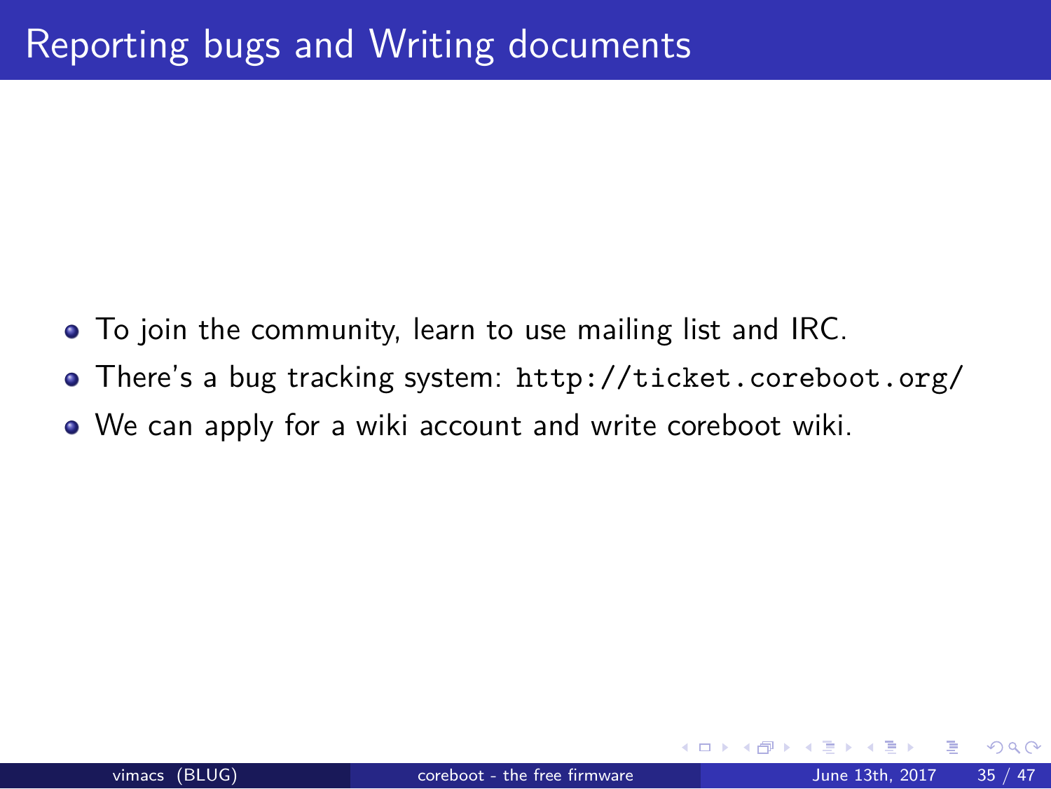# Reporting bugs and Writing documents

- To join the community, learn to use mailing list and IRC.
- There's a bug tracking system: `http://ticket.coreboot.org/`
- We can apply for a wiki account and write coreboot wiki.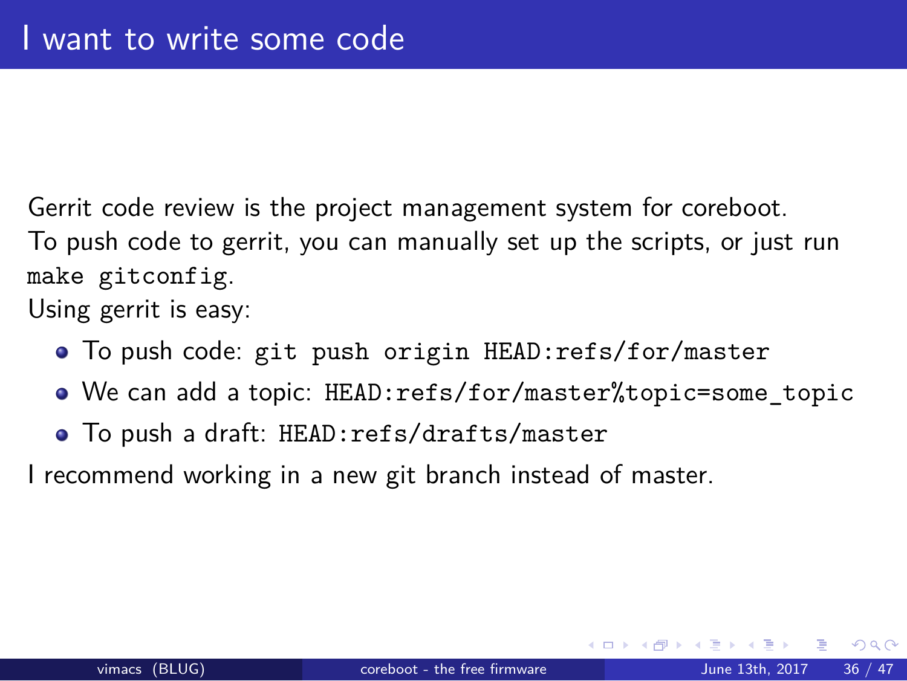# I want to write some code

Gerrit code review is the project management system for coreboot.
To push code to gerrit, you can manually set up the scripts, or just run `make gitconfig`.
Using gerrit is easy:

- To push code: `git push origin HEAD:refs/for/master`
- We can add a topic: `HEAD:refs/for/master%topic=some_topic`
- To push a draft: `HEAD:refs/drafts/master`

I recommend working in a new git branch instead of master.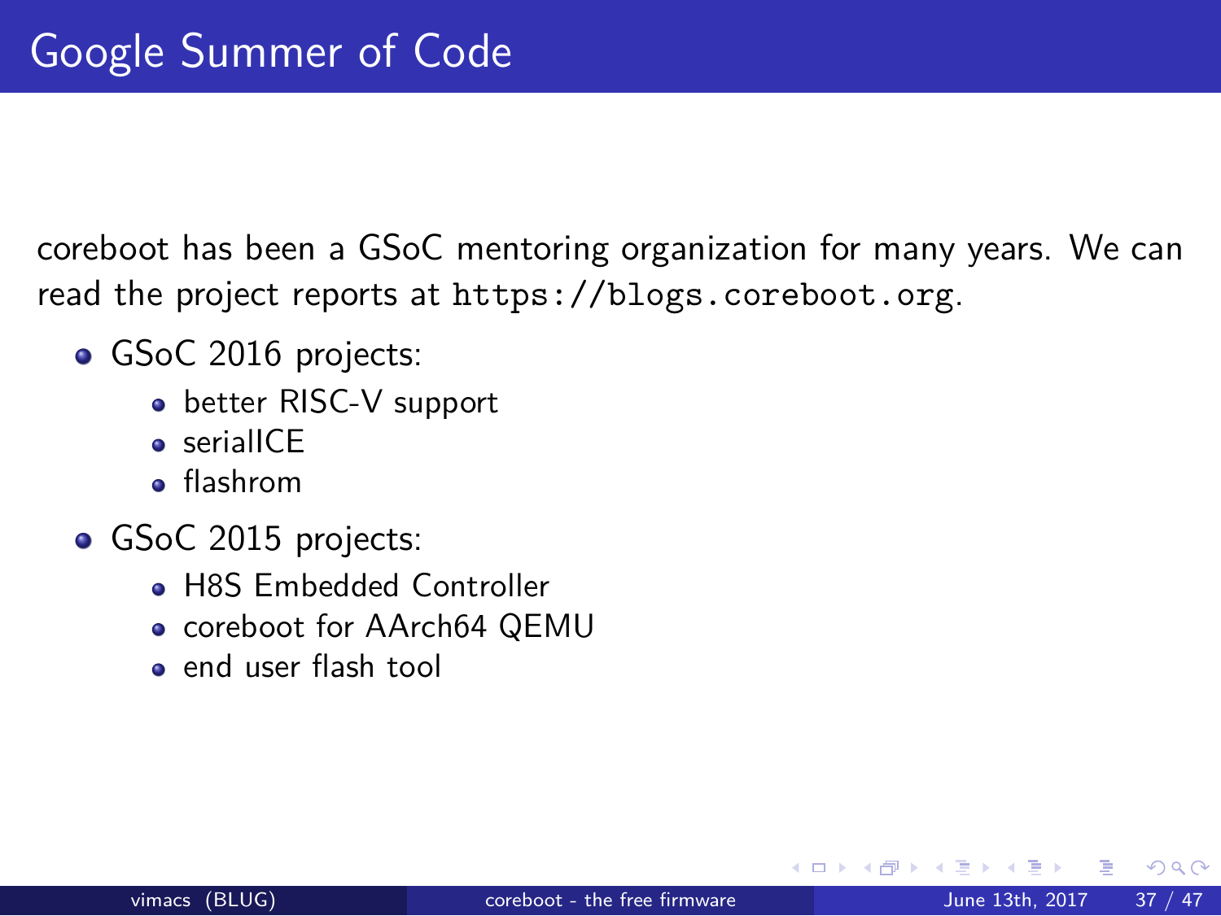# Google Summer of Code

coreboot has been a GSoC mentoring organization for many years. We can read the project reports at `https://blogs.coreboot.org`.

- GSoC 2016 projects:
  - better RISC-V support
  - serialICE
  - flashrom
- GSoC 2015 projects:
  - H8S Embedded Controller
  - coreboot for AArch64 QEMU
  - end user flash tool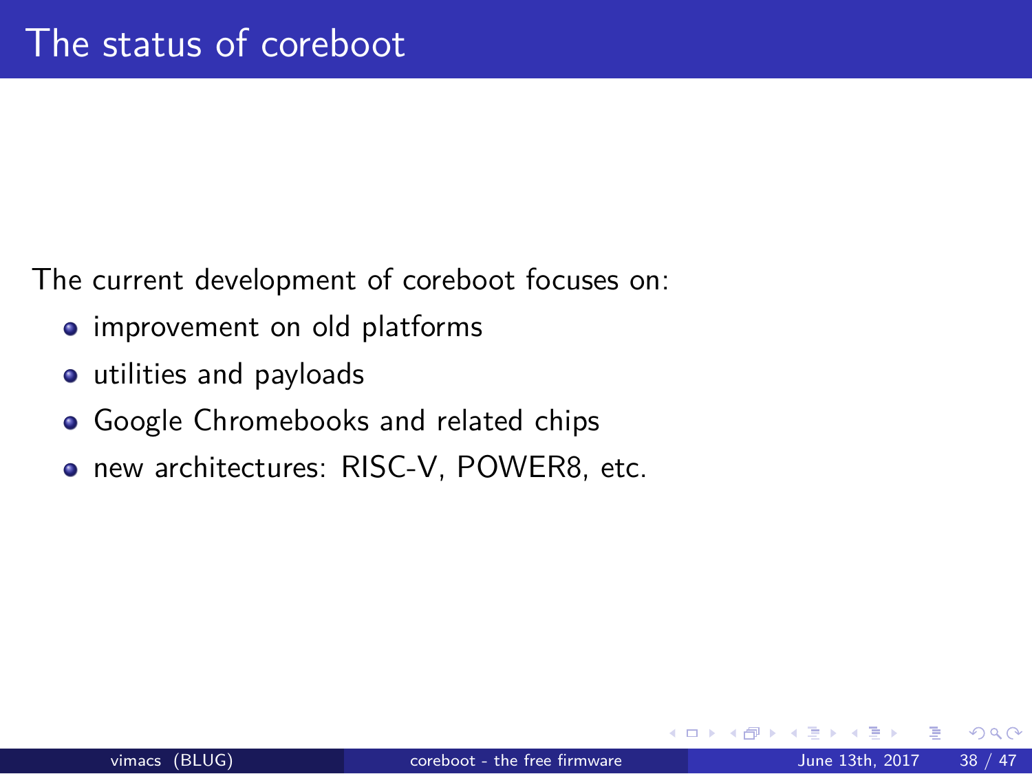# The status of coreboot

The current development of coreboot focuses on:

- improvement on old platforms
- utilities and payloads
- Google Chromebooks and related chips
- new architectures: RISC-V, POWER8, etc.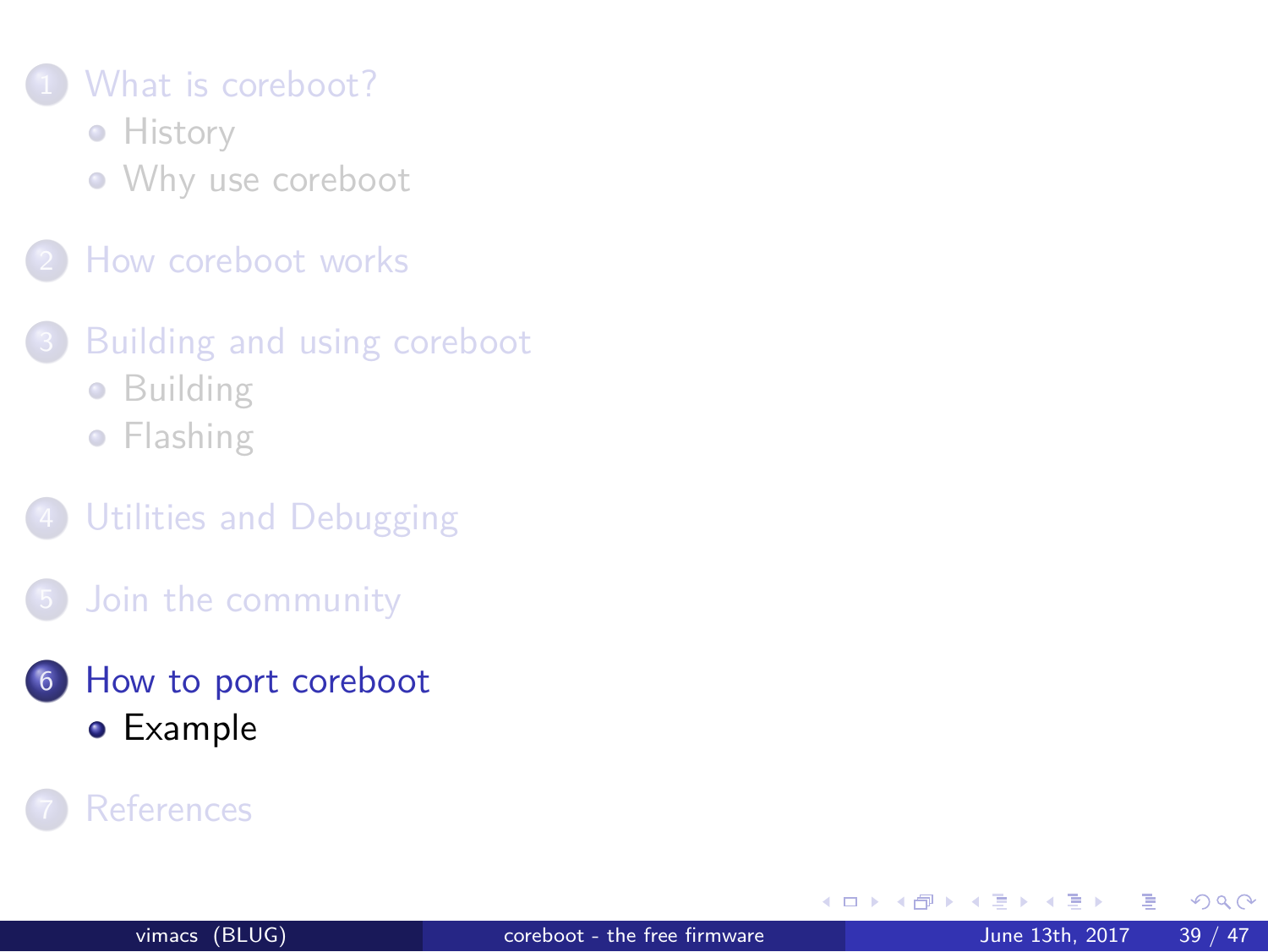1. What is coreboot?
   - History
   - Why use coreboot
2. How coreboot works
3. Building and using coreboot
   - Building
   - Flashing
4. Utilities and Debugging
5. Join the community
6. **How to port coreboot**
   - **Example**
7. References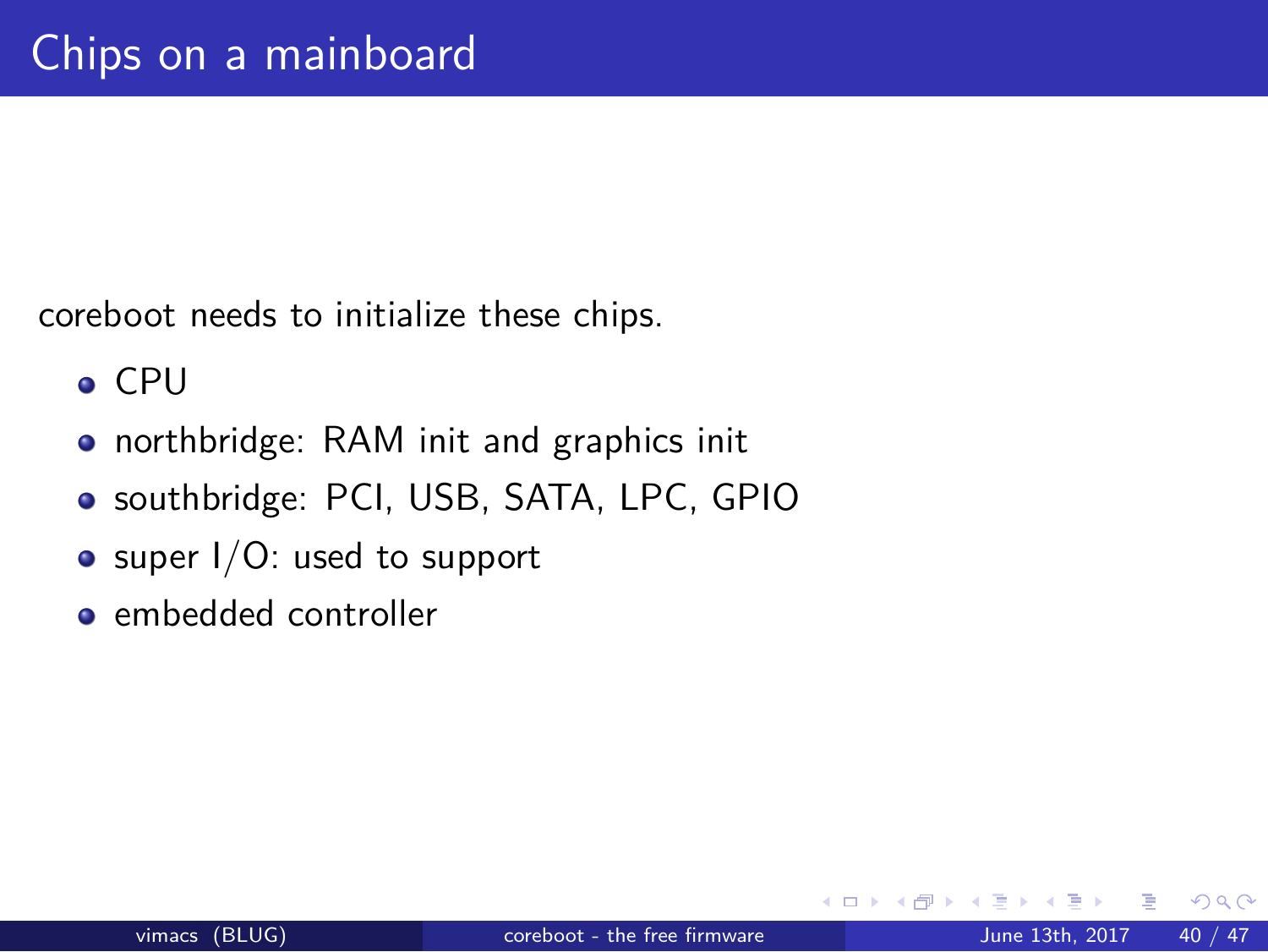# Chips on a mainboard

coreboot needs to initialize these chips.

- CPU
- northbridge: RAM init and graphics init
- southbridge: PCI, USB, SATA, LPC, GPIO
- super I/O: used to support
- embedded controller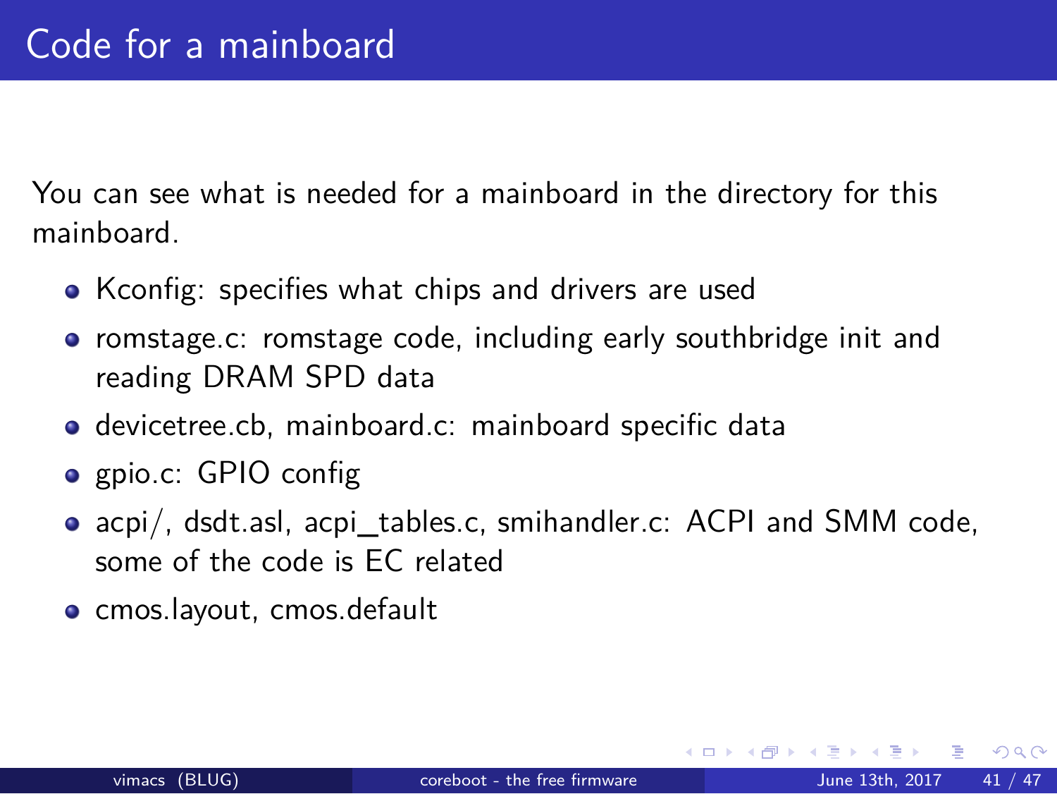# Code for a mainboard

You can see what is needed for a mainboard in the directory for this mainboard.

- Kconfig: specifies what chips and drivers are used
- romstage.c: romstage code, including early southbridge init and reading DRAM SPD data
- devicetree.cb, mainboard.c: mainboard specific data
- gpio.c: GPIO config
- acpi/, dsdt.asl, acpi_tables.c, smihandler.c: ACPI and SMM code, some of the code is EC related
- cmos.layout, cmos.default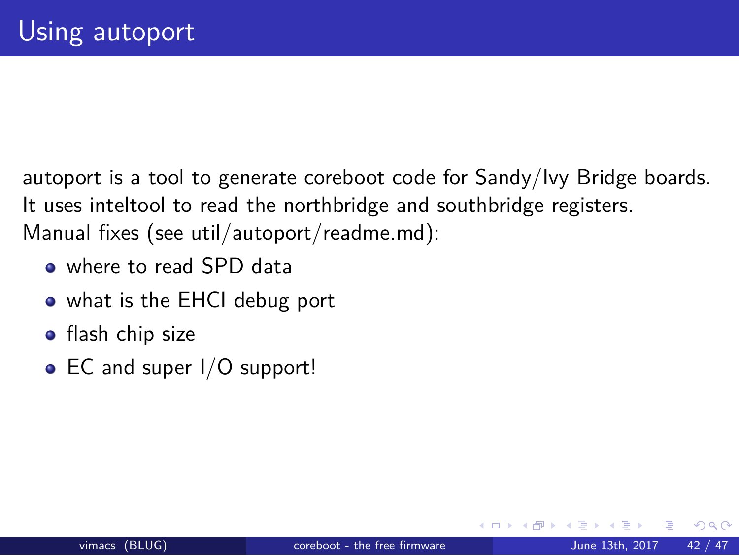# Using autoport

autoport is a tool to generate coreboot code for Sandy/Ivy Bridge boards.
It uses inteltool to read the northbridge and southbridge registers.
Manual fixes (see util/autoport/readme.md):

- where to read SPD data
- what is the EHCI debug port
- flash chip size
- EC and super I/O support!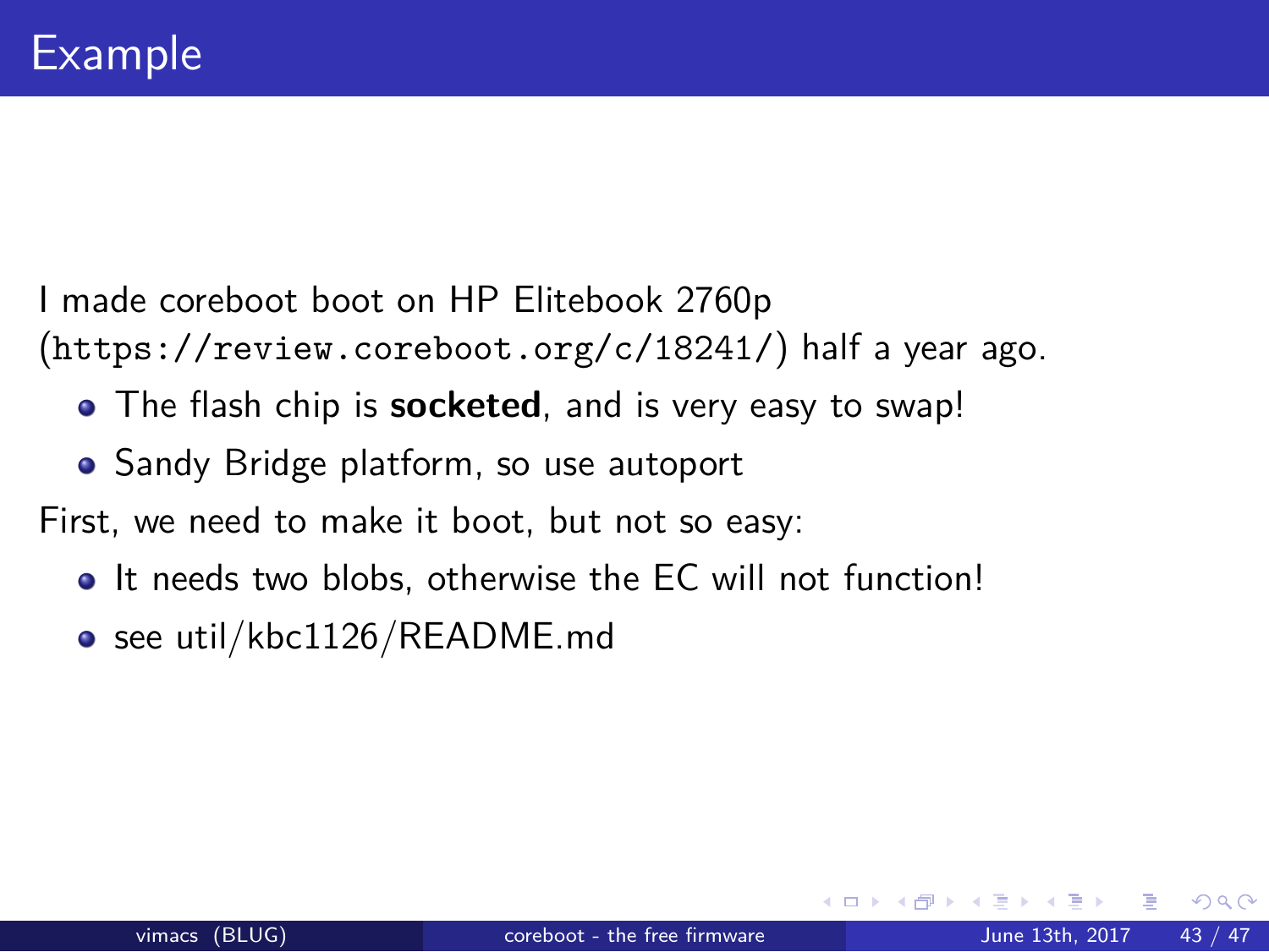# Example

I made coreboot boot on HP Elitebook 2760p (`https://review.coreboot.org/c/18241/`) half a year ago.

- The flash chip is **socketed**, and is very easy to swap!
- Sandy Bridge platform, so use autoport

First, we need to make it boot, but not so easy:

- It needs two blobs, otherwise the EC will not function!
- see util/kbc1126/README.md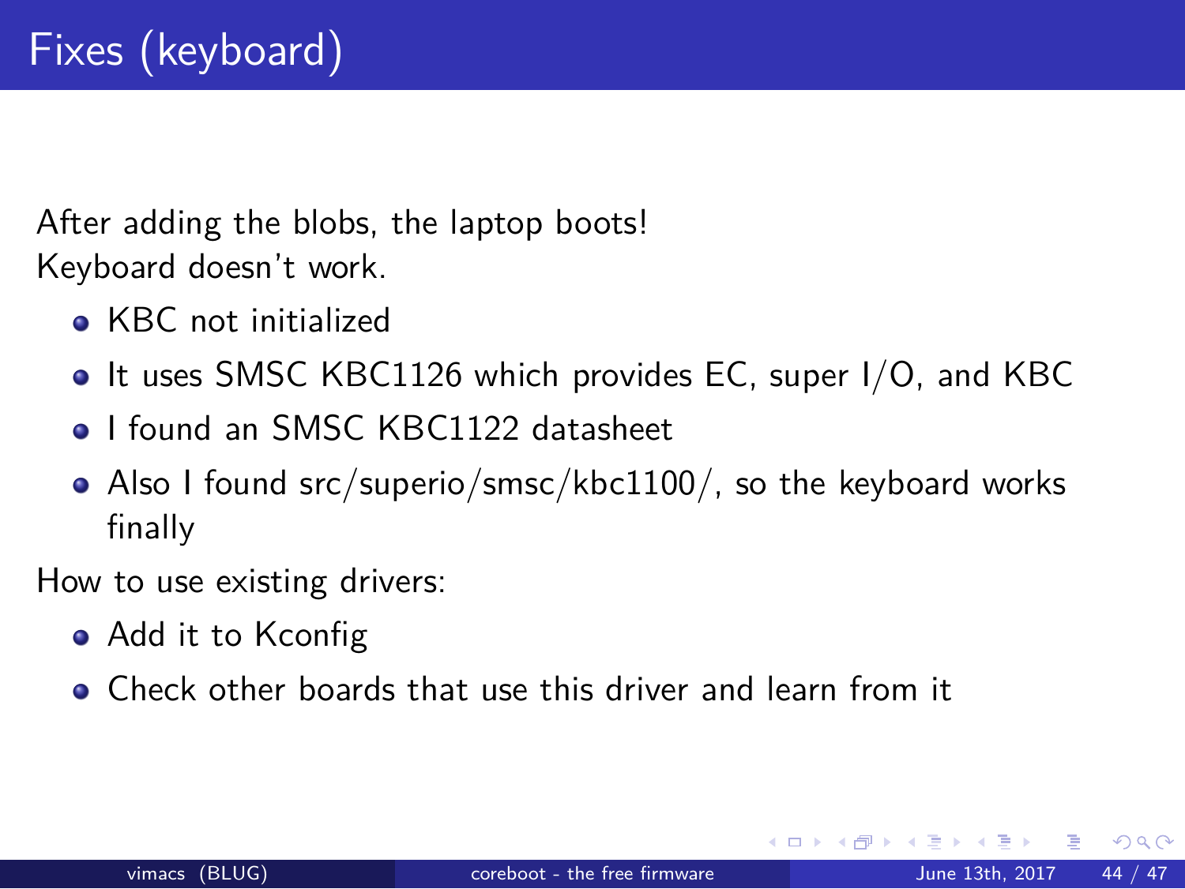# Fixes (keyboard)

After adding the blobs, the laptop boots!
Keyboard doesn't work.

- KBC not initialized
- It uses SMSC KBC1126 which provides EC, super I/O, and KBC
- I found an SMSC KBC1122 datasheet
- Also I found src/superio/smsc/kbc1100/, so the keyboard works finally

How to use existing drivers:

- Add it to Kconfig
- Check other boards that use this driver and learn from it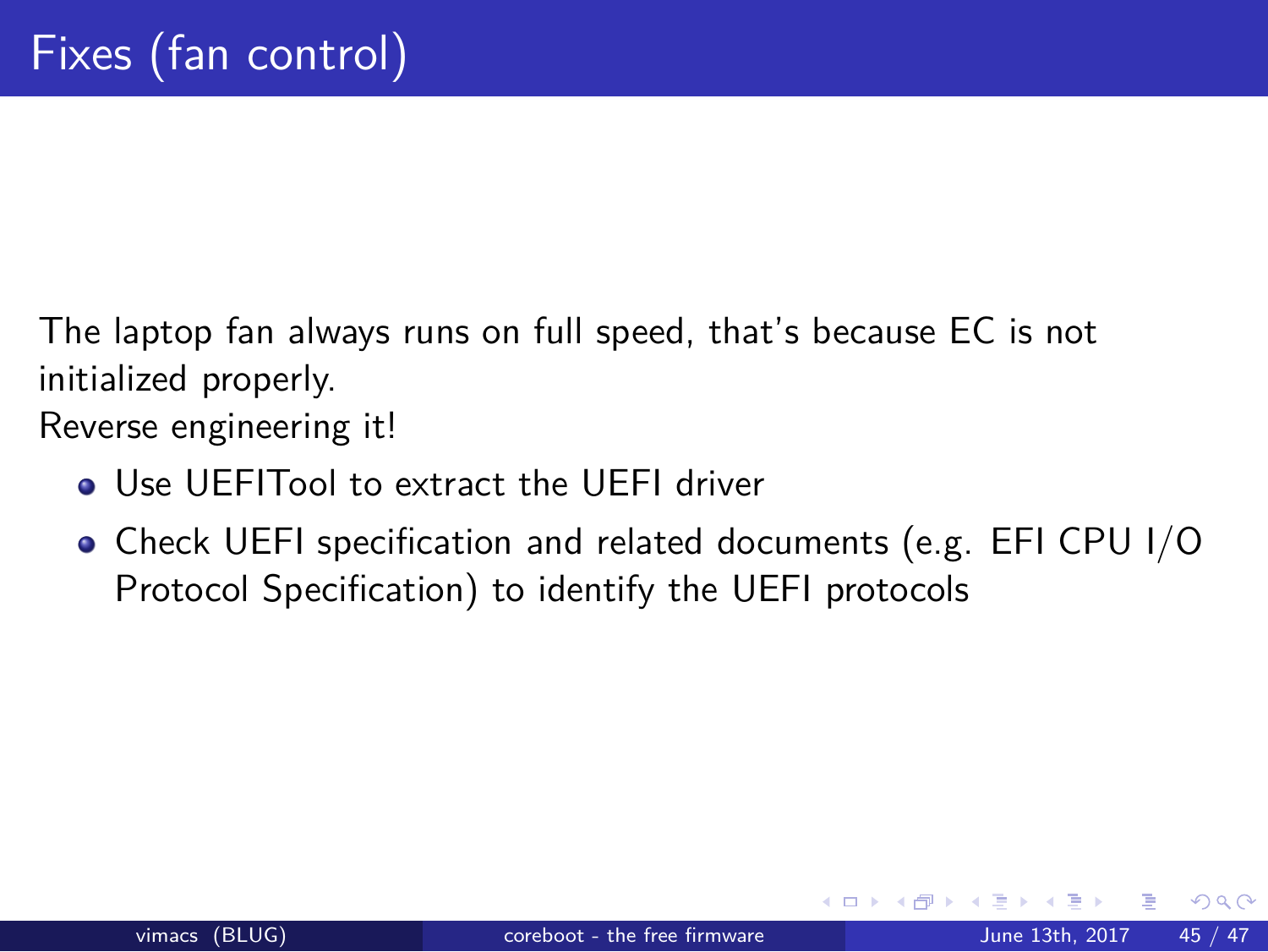# Fixes (fan control)

The laptop fan always runs on full speed, that's because EC is not initialized properly.
Reverse engineering it!

- Use UEFITool to extract the UEFI driver
- Check UEFI specification and related documents (e.g. EFI CPU I/O Protocol Specification) to identify the UEFI protocols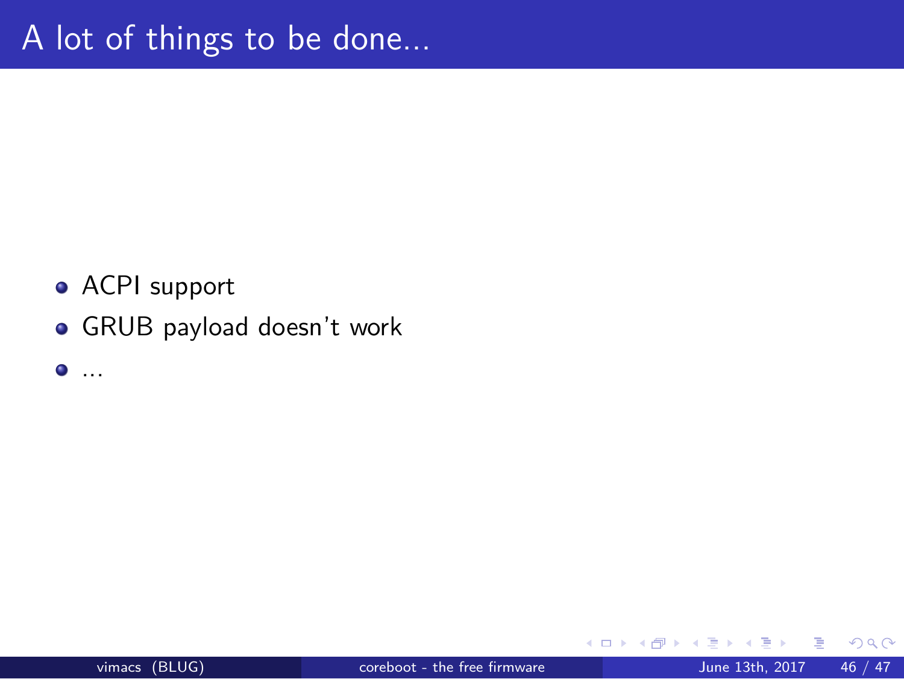# A lot of things to be done...

- ACPI support
- GRUB payload doesn't work
- ...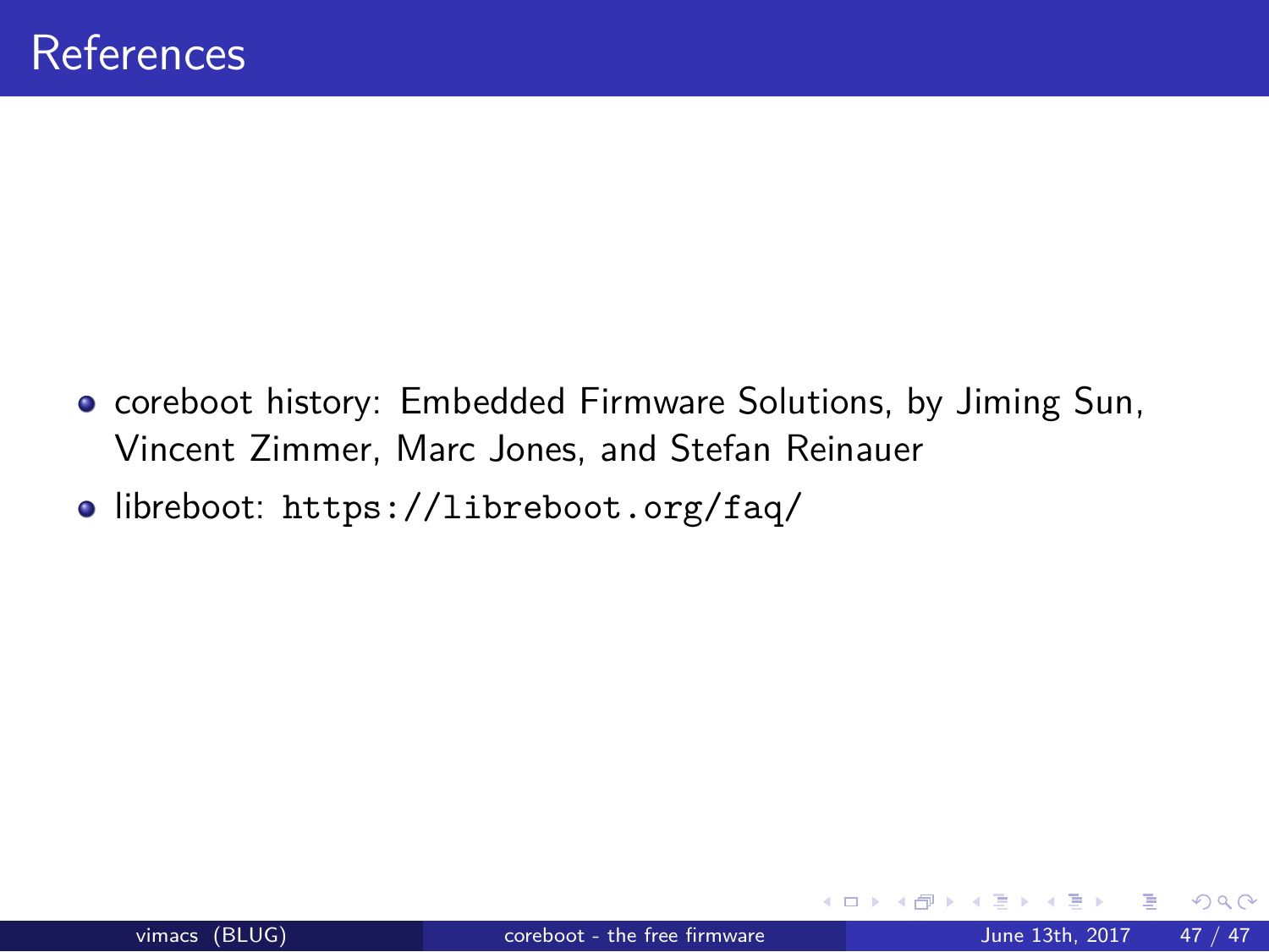# References

- coreboot history: Embedded Firmware Solutions, by Jiming Sun, Vincent Zimmer, Marc Jones, and Stefan Reinauer
- libreboot: `https://libreboot.org/faq/`